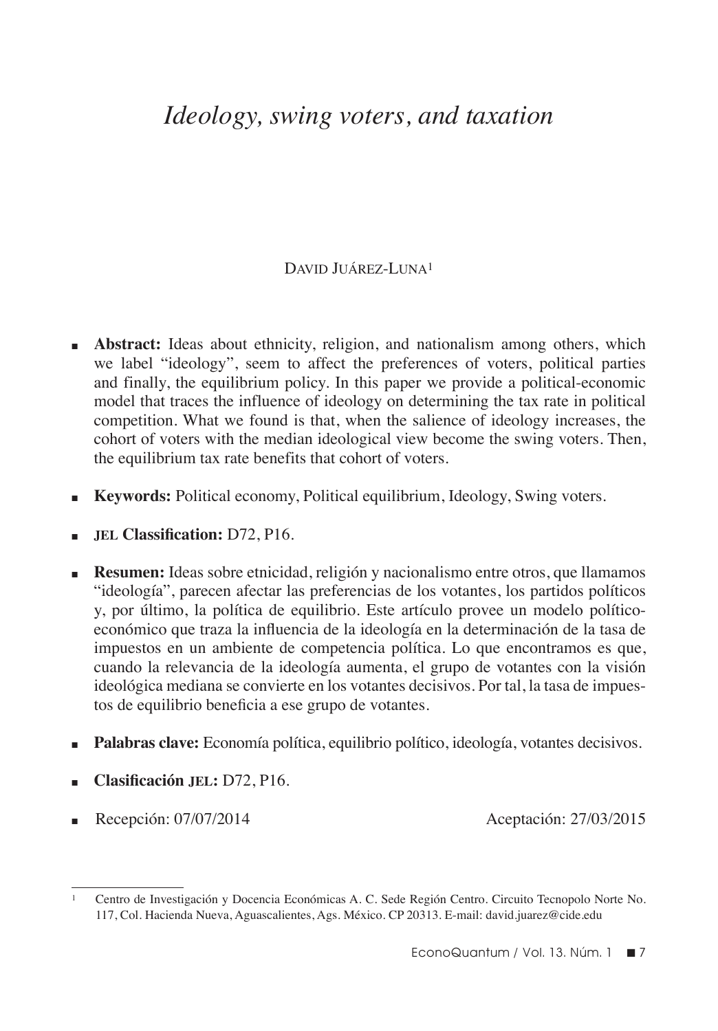# *Ideology, swing voters, and taxation*

DAVID JUÁREZ-LUNA[1]

- **Abstract:** Ideas about ethnicity, religion, and nationalism among others, which we label "ideology", seem to affect the preferences of voters, political parties and finally, the equilibrium policy. In this paper we provide a political-economic model that traces the influence of ideology on determining the tax rate in political competition. What we found is that, when the salience of ideology increases, the cohort of voters with the median ideological view become the swing voters. Then, the equilibrium tax rate benefits that cohort of voters.

- **Keywords:** Political economy, Political equilibrium, Ideology, Swing voters.

- **JEL Classification:** D72, P16.

- **Resumen:** Ideas sobre etnicidad, religión y nacionalismo entre otros, que llamamos "ideología", parecen afectar las preferencias de los votantes, los partidos políticos y, por último, la política de equilibrio. Este artículo provee un modelo político-económico que traza la influencia de la ideología en la determinación de la tasa de impuestos en un ambiente de competencia política. Lo que encontramos es que, cuando la relevancia de la ideología aumenta, el grupo de votantes con la visión ideológica mediana se convierte en los votantes decisivos. Por tal, la tasa de impuestos de equilibrio beneficia a ese grupo de votantes.

- **Palabras clave:** Economía política, equilibrio político, ideología, votantes decisivos.

- **Clasificación JEL:** D72, P16.

- Recepción: 07/07/2014 Aceptación: 27/03/2015

[1] Centro de Investigación y Docencia Económicas A. C. Sede Región Centro. Circuito Tecnopolo Norte No. 117, Col. Hacienda Nueva, Aguascalientes, Ags. México. CP 20313. E-mail: david.juarez@cide.edu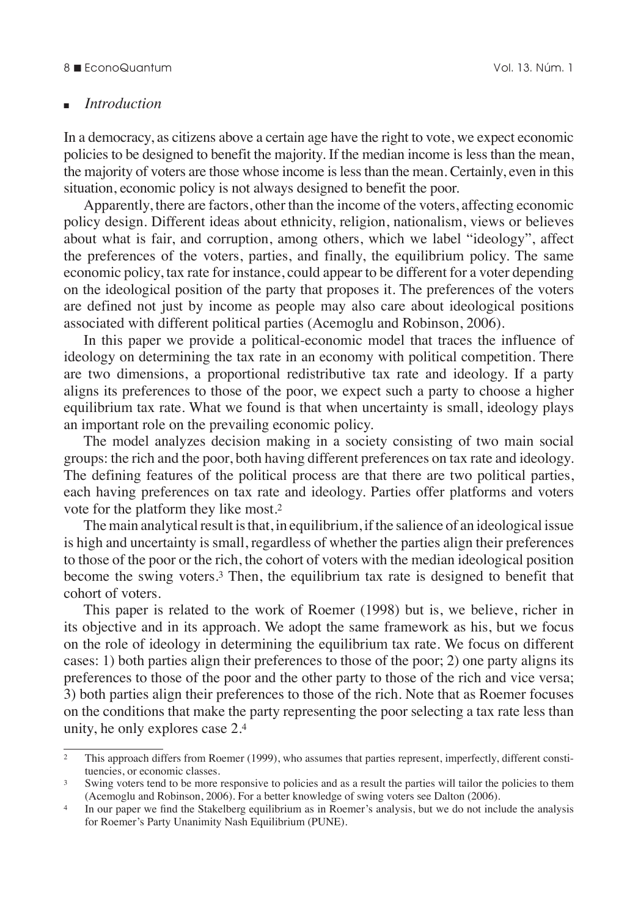## *Introduction*

In a democracy, as citizens above a certain age have the right to vote, we expect economic policies to be designed to benefit the majority. If the median income is less than the mean, the majority of voters are those whose income is less than the mean. Certainly, even in this situation, economic policy is not always designed to benefit the poor.

Apparently, there are factors, other than the income of the voters, affecting economic policy design. Different ideas about ethnicity, religion, nationalism, views or believes about what is fair, and corruption, among others, which we label "ideology", affect the preferences of the voters, parties, and finally, the equilibrium policy. The same economic policy, tax rate for instance, could appear to be different for a voter depending on the ideological position of the party that proposes it. The preferences of the voters are defined not just by income as people may also care about ideological positions associated with different political parties (Acemoglu and Robinson, 2006).

In this paper we provide a political-economic model that traces the influence of ideology on determining the tax rate in an economy with political competition. There are two dimensions, a proportional redistributive tax rate and ideology. If a party aligns its preferences to those of the poor, we expect such a party to choose a higher equilibrium tax rate. What we found is that when uncertainty is small, ideology plays an important role on the prevailing economic policy.

The model analyzes decision making in a society consisting of two main social groups: the rich and the poor, both having different preferences on tax rate and ideology. The defining features of the political process are that there are two political parties, each having preferences on tax rate and ideology. Parties offer platforms and voters vote for the platform they like most.[2]

The main analytical result is that, in equilibrium, if the salience of an ideological issue is high and uncertainty is small, regardless of whether the parties align their preferences to those of the poor or the rich, the cohort of voters with the median ideological position become the swing voters.[3] Then, the equilibrium tax rate is designed to benefit that cohort of voters.

This paper is related to the work of Roemer (1998) but is, we believe, richer in its objective and in its approach. We adopt the same framework as his, but we focus on the role of ideology in determining the equilibrium tax rate. We focus on different cases: 1) both parties align their preferences to those of the poor; 2) one party aligns its preferences to those of the poor and the other party to those of the rich and vice versa; 3) both parties align their preferences to those of the rich. Note that as Roemer focuses on the conditions that make the party representing the poor selecting a tax rate less than unity, he only explores case 2.[4]

---

[2] This approach differs from Roemer (1999), who assumes that parties represent, imperfectly, different constituencies, or economic classes.

[3] Swing voters tend to be more responsive to policies and as a result the parties will tailor the policies to them (Acemoglu and Robinson, 2006). For a better knowledge of swing voters see Dalton (2006).

[4] In our paper we find the Stakelberg equilibrium as in Roemer's analysis, but we do not include the analysis for Roemer's Party Unanimity Nash Equilibrium (PUNE).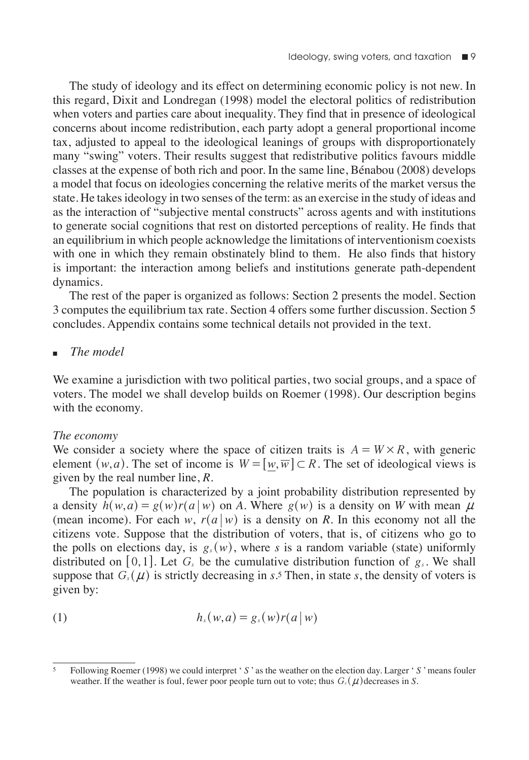The study of ideology and its effect on determining economic policy is not new. In this regard, Dixit and Londregan (1998) model the electoral politics of redistribution when voters and parties care about inequality. They find that in presence of ideological concerns about income redistribution, each party adopt a general proportional income tax, adjusted to appeal to the ideological leanings of groups with disproportionately many "swing" voters. Their results suggest that redistributive politics favours middle classes at the expense of both rich and poor. In the same line, Bénabou (2008) develops a model that focus on ideologies concerning the relative merits of the market versus the state. He takes ideology in two senses of the term: as an exercise in the study of ideas and as the interaction of "subjective mental constructs" across agents and with institutions to generate social cognitions that rest on distorted perceptions of reality. He finds that an equilibrium in which people acknowledge the limitations of interventionism coexists with one in which they remain obstinately blind to them. He also finds that history is important: the interaction among beliefs and institutions generate path-dependent dynamics.

The rest of the paper is organized as follows: Section 2 presents the model. Section 3 computes the equilibrium tax rate. Section 4 offers some further discussion. Section 5 concludes. Appendix contains some technical details not provided in the text.

## *The model*

We examine a jurisdiction with two political parties, two social groups, and a space of voters. The model we shall develop builds on Roemer (1998). Our description begins with the economy.

*The economy*

We consider a society where the space of citizen traits is $A = W \times R$, with generic element $(w, a)$. The set of income is $W = [\underline{w}, \overline{w}] \subset R$. The set of ideological views is given by the real number line, $R$.

The population is characterized by a joint probability distribution represented by a density $h(w,a) = g(w)r(a \mid w)$ on $A$. Where $g(w)$ is a density on $W$ with mean $\mu$ (mean income). For each $w$, $r(a \mid w)$ is a density on $R$. In this economy not all the citizens vote. Suppose that the distribution of voters, that is, of citizens who go to the polls on elections day, is $g_s(w)$, where $s$ is a random variable (state) uniformly distributed on $[0,1]$. Let $G_s$ be the cumulative distribution function of $g_s$. We shall suppose that $G_s(\mu)$ is strictly decreasing in $s$.[5] Then, in state $s$, the density of voters is given by:

$$h_s(w,a) = g_s(w)r(a \mid w) \tag{1}$$

[5] Following Roemer (1998) we could interpret '$S$' as the weather on the election day. Larger '$S$' means fouler weather. If the weather is foul, fewer poor people turn out to vote; thus $G_s(\mu)$ decreases in $S$.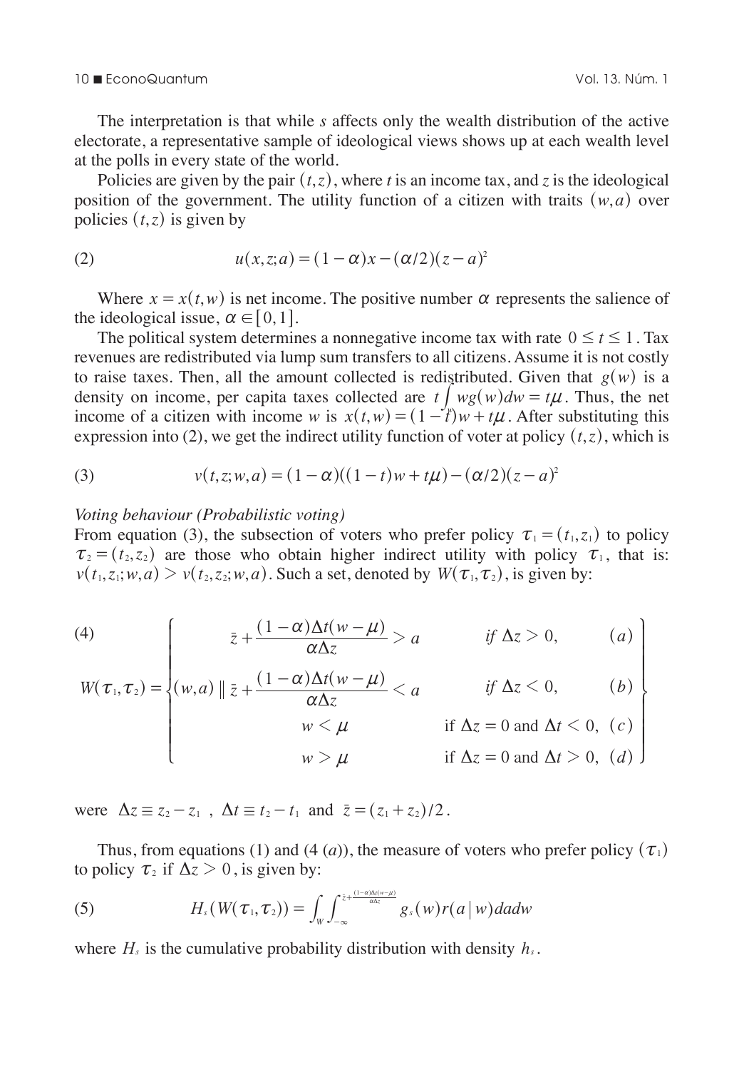The interpretation is that while $s$ affects only the wealth distribution of the active electorate, a representative sample of ideological views shows up at each wealth level at the polls in every state of the world.

Policies are given by the pair $(t,z)$, where $t$ is an income tax, and $z$ is the ideological position of the government. The utility function of a citizen with traits $(w,a)$ over policies $(t,z)$ is given by

$$u(x,z;a) = (1-\alpha)x - (\alpha/2)(z-a)^2 \tag{2}$$

Where $x = x(t,w)$ is net income. The positive number $\alpha$ represents the salience of the ideological issue, $\alpha \in [0,1]$.

The political system determines a nonnegative income tax with rate $0 \leq t \leq 1$. Tax revenues are redistributed via lump sum transfers to all citizens. Assume it is not costly to raise taxes. Then, all the amount collected is redistributed. Given that $g(w)$ is a density on income, per capita taxes collected are $t\int wg(w)dw = t\mu$. Thus, the net income of a citizen with income $w$ is $x(t,w) = (1-t)w + t\mu$. After substituting this expression into (2), we get the indirect utility function of voter at policy $(t,z)$, which is

$$v(t,z;w,a) = (1-\alpha)((1-t)w + t\mu) - (\alpha/2)(z-a)^2 \tag{3}$$

*Voting behaviour (Probabilistic voting)*

From equation (3), the subsection of voters who prefer policy $\tau_1 = (t_1, z_1)$ to policy $\tau_2 = (t_2, z_2)$ are those who obtain higher indirect utility with policy $\tau_1$, that is: $v(t_1, z_1; w, a) > v(t_2, z_2; w, a)$. Such a set, denoted by $W(\tau_1, \tau_2)$, is given by:

$$W(\tau_1,\tau_2) = \left\{ (w,a) \;\middle\|\; \begin{array}{lll} \bar{z} + \dfrac{(1-\alpha)\Delta t(w-\mu)}{\alpha \Delta z} > a & \text{if } \Delta z > 0, & (a) \\ \bar{z} + \dfrac{(1-\alpha)\Delta t(w-\mu)}{\alpha \Delta z} < a & \text{if } \Delta z < 0, & (b) \\ w < \mu & \text{if } \Delta z = 0 \text{ and } \Delta t < 0, & (c) \\ w > \mu & \text{if } \Delta z = 0 \text{ and } \Delta t > 0, & (d) \end{array} \right\} \tag{4}$$

were $\Delta z \equiv z_2 - z_1$ , $\Delta t \equiv t_2 - t_1$ and $\bar{z} = (z_1 + z_2)/2$.

Thus, from equations (1) and (4 $(a)$), the measure of voters who prefer policy $(\tau_1)$ to policy $\tau_2$ if $\Delta z > 0$, is given by:

$$H_s(W(\tau_1,\tau_2)) = \int_W \int_{-\infty}^{\bar{z} + \frac{(1-\alpha)\Delta t(w-\mu)}{\alpha \Delta z}} g_s(w) r(a \mid w) \, da \, dw \tag{5}$$

where $H_s$ is the cumulative probability distribution with density $h_s$.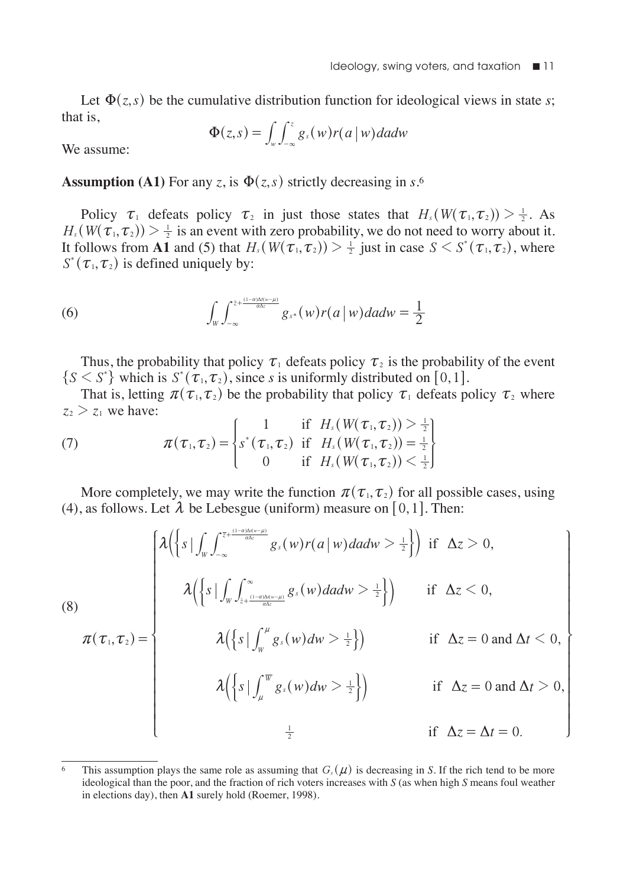Let $\Phi(z,s)$ be the cumulative distribution function for ideological views in state $s$; that is,

$$\Phi(z,s) = \int_w \int_{-\infty}^{z} g_s(w) r(a \mid w) da dw$$

We assume:

**Assumption (A1)** For any $z$, is $\Phi(z,s)$ strictly decreasing in $s$.[6]

Policy $\tau_1$ defeats policy $\tau_2$ in just those states that $H_s(W(\tau_1,\tau_2)) > \frac{1}{2}$. As $H_s(W(\tau_1,\tau_2)) > \frac{1}{2}$ is an event with zero probability, we do not need to worry about it. It follows from **A1** and (5) that $H_s(W(\tau_1,\tau_2)) > \frac{1}{2}$ just in case $S < S^*(\tau_1,\tau_2)$, where $S^*(\tau_1,\tau_2)$ is defined uniquely by:

$$\int_W \int_{-\infty}^{\bar{z}+\frac{(1-\alpha)\Delta t(w-\mu)}{\alpha \Delta z}} g_{s^*}(w) r(a \mid w) da dw = \frac{1}{2} \tag{6}$$

Thus, the probability that policy $\tau_1$ defeats policy $\tau_2$ is the probability of the event $\{S < S^*\}$ which is $S^*(\tau_1,\tau_2)$, since $s$ is uniformly distributed on $[0,1]$.

That is, letting $\pi(\tau_1,\tau_2)$ be the probability that policy $\tau_1$ defeats policy $\tau_2$ where $z_2 > z_1$ we have:

$$\pi(\tau_1,\tau_2) = \begin{Bmatrix} 1 & \text{if } \; H_s(W(\tau_1,\tau_2)) > \frac{1}{2} \\ s^*(\tau_1,\tau_2) & \text{if } \; H_s(W(\tau_1,\tau_2)) = \frac{1}{2} \\ 0 & \text{if } \; H_s(W(\tau_1,\tau_2)) < \frac{1}{2} \end{Bmatrix} \tag{7}$$

More completely, we may write the function $\pi(\tau_1,\tau_2)$ for all possible cases, using (4), as follows. Let $\lambda$ be Lebesgue (uniform) measure on $[0,1]$. Then:

$$\pi(\tau_1,\tau_2) = \begin{Bmatrix} \lambda\left(\left\{s \mid \int_W \int_{-\infty}^{\bar{z}+\frac{(1-\alpha)\Delta t(w-\mu)}{\alpha \Delta z}} g_s(w) r(a \mid w) da dw > \frac{1}{2}\right\}\right) & \text{if } \; \Delta z > 0, \\ \lambda\left(\left\{s \mid \int_W \int_{\bar{z}+\frac{(1-\alpha)\Delta t(w-\mu)}{\alpha \Delta z}}^{\infty} g_s(w) da dw > \frac{1}{2}\right\}\right) & \text{if } \; \Delta z < 0, \\ \lambda\left(\left\{s \mid \int_W^{\mu} g_s(w) dw > \frac{1}{2}\right\}\right) & \text{if } \; \Delta z = 0 \text{ and } \Delta t < 0, \\ \lambda\left(\left\{s \mid \int_{\mu}^{\overline{W}} g_s(w) dw > \frac{1}{2}\right\}\right) & \text{if } \; \Delta z = 0 \text{ and } \Delta t > 0, \\ \frac{1}{2} & \text{if } \; \Delta z = \Delta t = 0. \end{Bmatrix} \tag{8}$$

---

[6] This assumption plays the same role as assuming that $G_s(\mu)$ is decreasing in $S$. If the rich tend to be more ideological than the poor, and the fraction of rich voters increases with $S$ (as when high $S$ means foul weather in elections day), then **A1** surely hold (Roemer, 1998).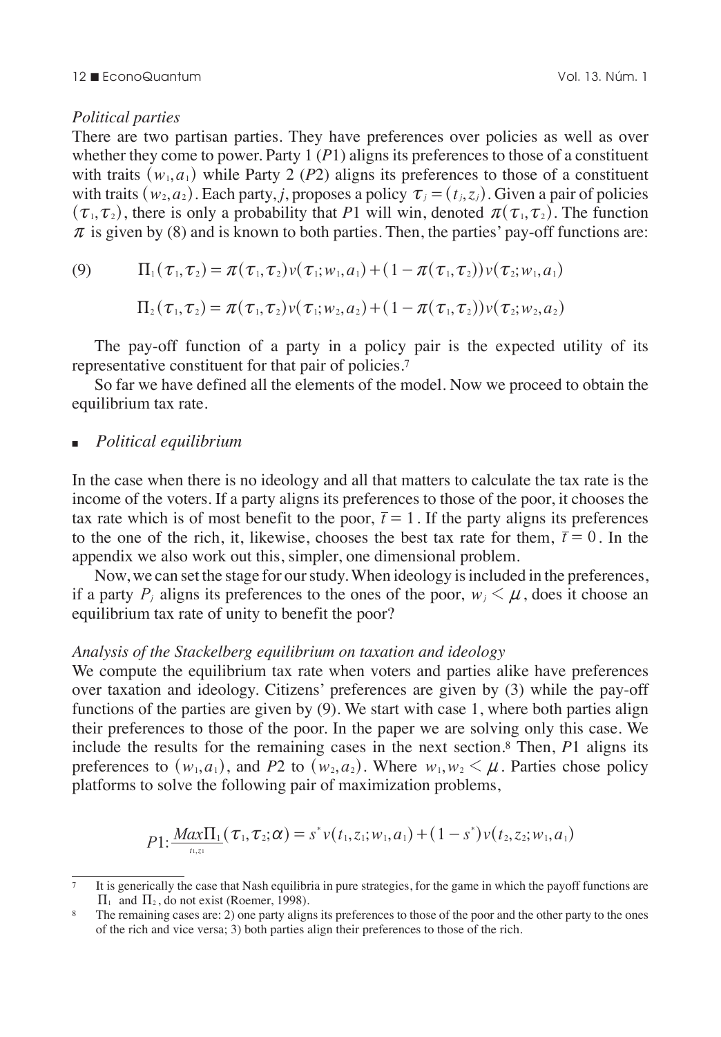*Political parties*

There are two partisan parties. They have preferences over policies as well as over whether they come to power. Party 1 ($P1$) aligns its preferences to those of a constituent with traits $(w_1, a_1)$ while Party 2 ($P2$) aligns its preferences to those of a constituent with traits $(w_2, a_2)$. Each party, $j$, proposes a policy $\tau_j = (t_j, z_j)$. Given a pair of policies $(\tau_1, \tau_2)$, there is only a probability that $P1$ will win, denoted $\pi(\tau_1, \tau_2)$. The function $\pi$ is given by (8) and is known to both parties. Then, the parties' pay-off functions are:

$$(9) \qquad \Pi_1(\tau_1,\tau_2) = \pi(\tau_1,\tau_2)v(\tau_1; w_1, a_1) + (1-\pi(\tau_1,\tau_2))v(\tau_2; w_1, a_1)$$

$$\Pi_2(\tau_1,\tau_2) = \pi(\tau_1,\tau_2)v(\tau_1; w_2, a_2) + (1-\pi(\tau_1,\tau_2))v(\tau_2; w_2, a_2)$$

The pay-off function of a party in a policy pair is the expected utility of its representative constituent for that pair of policies.[7]

So far we have defined all the elements of the model. Now we proceed to obtain the equilibrium tax rate.

- *Political equilibrium*

In the case when there is no ideology and all that matters to calculate the tax rate is the income of the voters. If a party aligns its preferences to those of the poor, it chooses the tax rate which is of most benefit to the poor, $\bar{t} = 1$. If the party aligns its preferences to the one of the rich, it, likewise, chooses the best tax rate for them, $\bar{t} = 0$. In the appendix we also work out this, simpler, one dimensional problem.

Now, we can set the stage for our study. When ideology is included in the preferences, if a party $P_j$ aligns its preferences to the ones of the poor, $w_j < \mu$, does it choose an equilibrium tax rate of unity to benefit the poor?

*Analysis of the Stackelberg equilibrium on taxation and ideology*

We compute the equilibrium tax rate when voters and parties alike have preferences over taxation and ideology. Citizens' preferences are given by (3) while the pay-off functions of the parties are given by (9). We start with case 1, where both parties align their preferences to those of the poor. In the paper we are solving only this case. We include the results for the remaining cases in the next section.[8] Then, $P1$ aligns its preferences to $(w_1, a_1)$, and $P2$ to $(w_2, a_2)$. Where $w_1, w_2 < \mu$. Parties chose policy platforms to solve the following pair of maximization problems,

$$P1: \underset{t_1, z_1}{Max}\Pi_1(\tau_1,\tau_2;\alpha) = s^* v(t_1, z_1; w_1, a_1) + (1-s^*)v(t_2, z_2; w_1, a_1)$$

---

[7] It is generically the case that Nash equilibria in pure strategies, for the game in which the payoff functions are $\Pi_1$ and $\Pi_2$, do not exist (Roemer, 1998).

[8] The remaining cases are: 2) one party aligns its preferences to those of the poor and the other party to the ones of the rich and vice versa; 3) both parties align their preferences to those of the rich.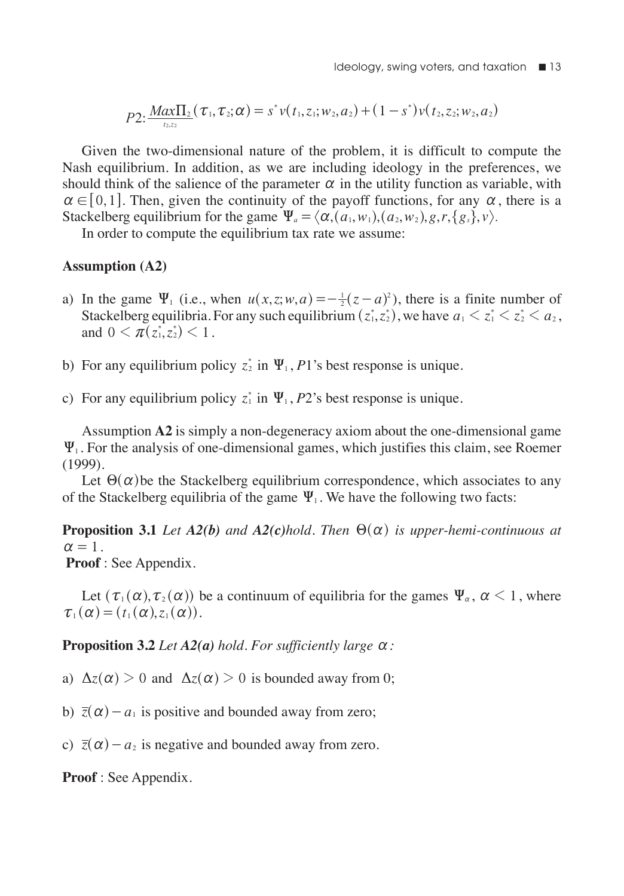$$P2\colon \underset{t_2,z_2}{Max}\Pi_2(\tau_1,\tau_2;\alpha) = s^* v(t_1,z_1;w_2,a_2) + (1-s^*)v(t_2,z_2;w_2,a_2)$$

Given the two-dimensional nature of the problem, it is difficult to compute the Nash equilibrium. In addition, as we are including ideology in the preferences, we should think of the salience of the parameter $\alpha$ in the utility function as variable, with $\alpha \in [0,1]$. Then, given the continuity of the payoff functions, for any $\alpha$, there is a Stackelberg equilibrium for the game $\Psi_a = \langle \alpha, (a_1, w_1), (a_2, w_2), g, r, \{g_s\}, v \rangle$.

In order to compute the equilibrium tax rate we assume:

**Assumption (A2)**

a) In the game $\Psi_1$ (i.e., when $u(x,z;w,a) = -\frac{1}{2}(z-a)^2$), there is a finite number of Stackelberg equilibria. For any such equilibrium $(z_1^*, z_2^*)$, we have $a_1 < z_1^* < z_2^* < a_2$, and $0 < \pi(z_1^*, z_2^*) < 1$.

b) For any equilibrium policy $z_2^*$ in $\Psi_1$, $P1$'s best response is unique.

c) For any equilibrium policy $z_1^*$ in $\Psi_1$, $P2$'s best response is unique.

Assumption **A2** is simply a non-degeneracy axiom about the one-dimensional game $\Psi_1$. For the analysis of one-dimensional games, which justifies this claim, see Roemer (1999).

Let $\Theta(\alpha)$ be the Stackelberg equilibrium correspondence, which associates to any of the Stackelberg equilibria of the game $\Psi_1$. We have the following two facts:

**Proposition 3.1** *Let A2(b) and A2(c) hold. Then $\Theta(\alpha)$ is upper-hemi-continuous at $\alpha = 1$.*

**Proof** : See Appendix.

Let $(\tau_1(\alpha), \tau_2(\alpha))$ be a continuum of equilibria for the games $\Psi_\alpha$, $\alpha < 1$, where $\tau_1(\alpha) = (t_1(\alpha), z_1(\alpha))$.

**Proposition 3.2** *Let A2(a) hold. For sufficiently large $\alpha$:*

a) $\Delta z(\alpha) > 0$ and $\Delta z(\alpha) > 0$ is bounded away from 0;

b) $\bar{z}(\alpha) - a_1$ is positive and bounded away from zero;

c) $\bar{z}(\alpha) - a_2$ is negative and bounded away from zero.

**Proof** : See Appendix.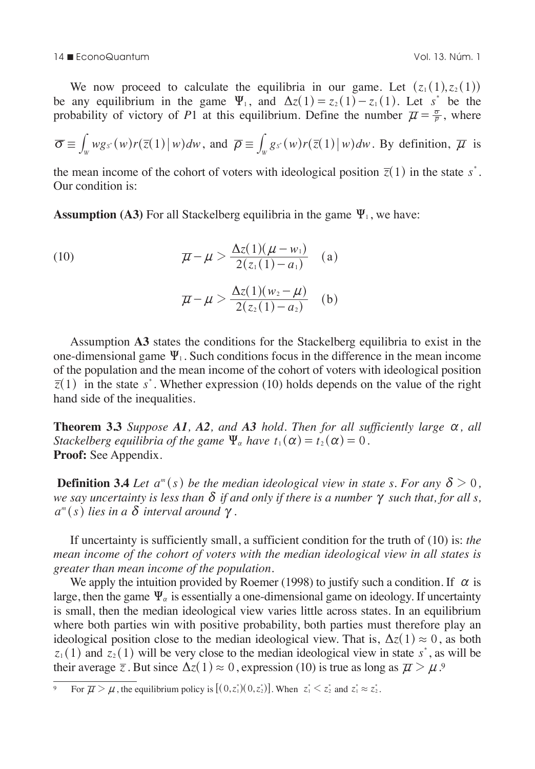We now proceed to calculate the equilibria in our game. Let $(z_1(1), z_2(1))$ be any equilibrium in the game $\Psi_1$, and $\Delta z(1) = z_2(1) - z_1(1)$. Let $s^*$ be the probability of victory of $P1$ at this equilibrium. Define the number $\overline{\mu} = \frac{\overline{\sigma}}{\overline{\rho}}$, where $\overline{\sigma} \equiv \int_W w g_{s^*}(w) r(\overline{z}(1) \mid w) dw$, and $\overline{\rho} \equiv \int_W g_{s^*}(w) r(\overline{z}(1) \mid w) dw$. By definition, $\overline{\mu}$ is the mean income of the cohort of voters with ideological position $\overline{z}(1)$ in the state $s^*$. Our condition is:

**Assumption (A3)** For all Stackelberg equilibria in the game $\Psi_1$, we have:

$$\overline{\mu} - \mu > \frac{\Delta z(1)(\mu - w_1)}{2(z_1(1) - a_1)} \quad \text{(a)} \tag{10}$$

$$\overline{\mu} - \mu > \frac{\Delta z(1)(w_2 - \mu)}{2(z_2(1) - a_2)} \quad \text{(b)}$$

Assumption **A3** states the conditions for the Stackelberg equilibria to exist in the one-dimensional game $\Psi_1$. Such conditions focus in the difference in the mean income of the population and the mean income of the cohort of voters with ideological position $\overline{z}(1)$ in the state $s^*$. Whether expression (10) holds depends on the value of the right hand side of the inequalities.

**Theorem 3.3** *Suppose **A1**, **A2**, and **A3** hold. Then for all sufficiently large $\alpha$, all Stackelberg equilibria of the game $\Psi_\alpha$ have $t_1(\alpha) = t_2(\alpha) = 0$.*
**Proof:** See Appendix.

**Definition 3.4** *Let $a^m(s)$ be the median ideological view in state s. For any $\delta > 0$, we say uncertainty is less than $\delta$ if and only if there is a number $\gamma$ such that, for all s, $a^m(s)$ lies in a $\delta$ interval around $\gamma$.*

If uncertainty is sufficiently small, a sufficient condition for the truth of (10) is: *the mean income of the cohort of voters with the median ideological view in all states is greater than mean income of the population.*

We apply the intuition provided by Roemer (1998) to justify such a condition. If $\alpha$ is large, then the game $\Psi_\alpha$ is essentially a one-dimensional game on ideology. If uncertainty is small, then the median ideological view varies little across states. In an equilibrium where both parties win with positive probability, both parties must therefore play an ideological position close to the median ideological view. That is, $\Delta z(1) \approx 0$, as both $z_1(1)$ and $z_2(1)$ will be very close to the median ideological view in state $s^*$, as will be their average $\overline{z}$. But since $\Delta z(1) \approx 0$, expression (10) is true as long as $\overline{\mu} > \mu$.[9]

[9] For $\overline{\mu} > \mu$, the equilibrium policy is $[(0, z_1^*)(0, z_2^*)]$. When $z_1^* < z_2^*$ and $z_1^* \approx z_2^*$.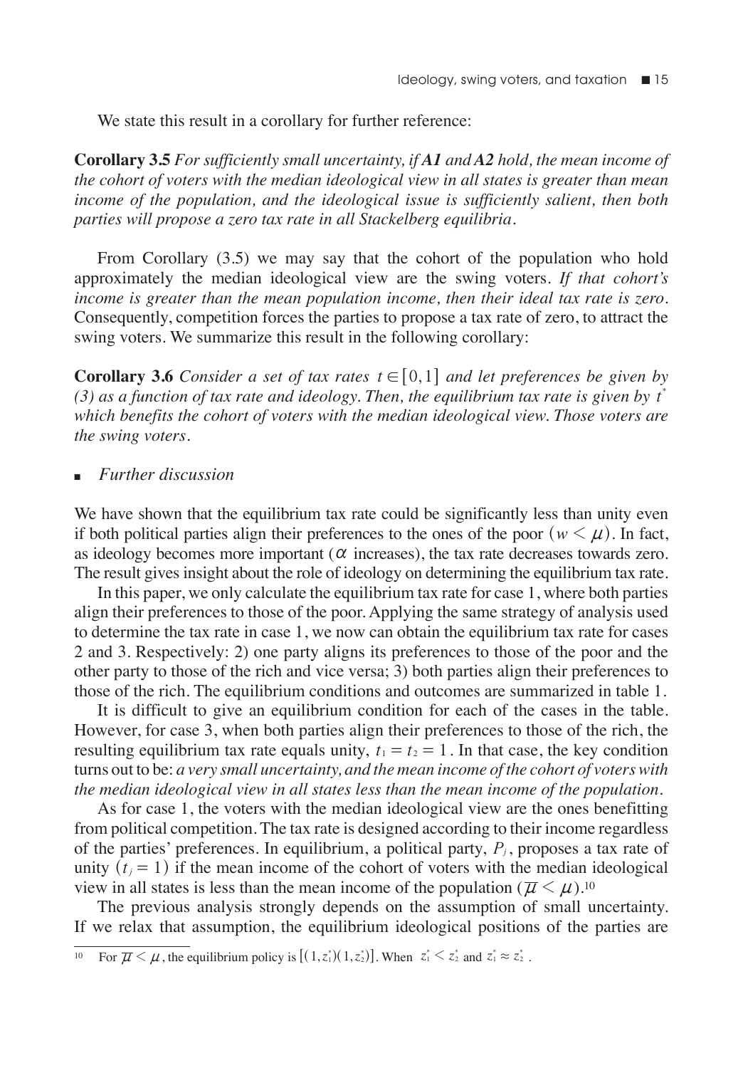We state this result in a corollary for further reference:

**Corollary 3.5** *For sufficiently small uncertainty, if* ***A1*** *and* ***A2*** *hold, the mean income of the cohort of voters with the median ideological view in all states is greater than mean income of the population, and the ideological issue is sufficiently salient, then both parties will propose a zero tax rate in all Stackelberg equilibria.*

From Corollary (3.5) we may say that the cohort of the population who hold approximately the median ideological view are the swing voters. *If that cohort's income is greater than the mean population income, then their ideal tax rate is zero.* Consequently, competition forces the parties to propose a tax rate of zero, to attract the swing voters. We summarize this result in the following corollary:

**Corollary 3.6** *Consider a set of tax rates $t \in [0,1]$ and let preferences be given by (3) as a function of tax rate and ideology. Then, the equilibrium tax rate is given by $t^*$ which benefits the cohort of voters with the median ideological view. Those voters are the swing voters.*

### *Further discussion*

We have shown that the equilibrium tax rate could be significantly less than unity even if both political parties align their preferences to the ones of the poor ($w < \mu$). In fact, as ideology becomes more important ($\alpha$ increases), the tax rate decreases towards zero. The result gives insight about the role of ideology on determining the equilibrium tax rate.

In this paper, we only calculate the equilibrium tax rate for case 1, where both parties align their preferences to those of the poor. Applying the same strategy of analysis used to determine the tax rate in case 1, we now can obtain the equilibrium tax rate for cases 2 and 3. Respectively: 2) one party aligns its preferences to those of the poor and the other party to those of the rich and vice versa; 3) both parties align their preferences to those of the rich. The equilibrium conditions and outcomes are summarized in table 1.

It is difficult to give an equilibrium condition for each of the cases in the table. However, for case 3, when both parties align their preferences to those of the rich, the resulting equilibrium tax rate equals unity, $t_1 = t_2 = 1$. In that case, the key condition turns out to be: *a very small uncertainty, and the mean income of the cohort of voters with the median ideological view in all states less than the mean income of the population.*

As for case 1, the voters with the median ideological view are the ones benefitting from political competition. The tax rate is designed according to their income regardless of the parties' preferences. In equilibrium, a political party, $P_j$, proposes a tax rate of unity ($t_j = 1$) if the mean income of the cohort of voters with the median ideological view in all states is less than the mean income of the population ($\overline{\mu} < \mu$).[10]

The previous analysis strongly depends on the assumption of small uncertainty. If we relax that assumption, the equilibrium ideological positions of the parties are

[10] For $\overline{\mu} < \mu$, the equilibrium policy is $[(1, z_1^*)(1, z_2^*)]$. When $z_1^* < z_2^*$ and $z_1^* \approx z_2^*$.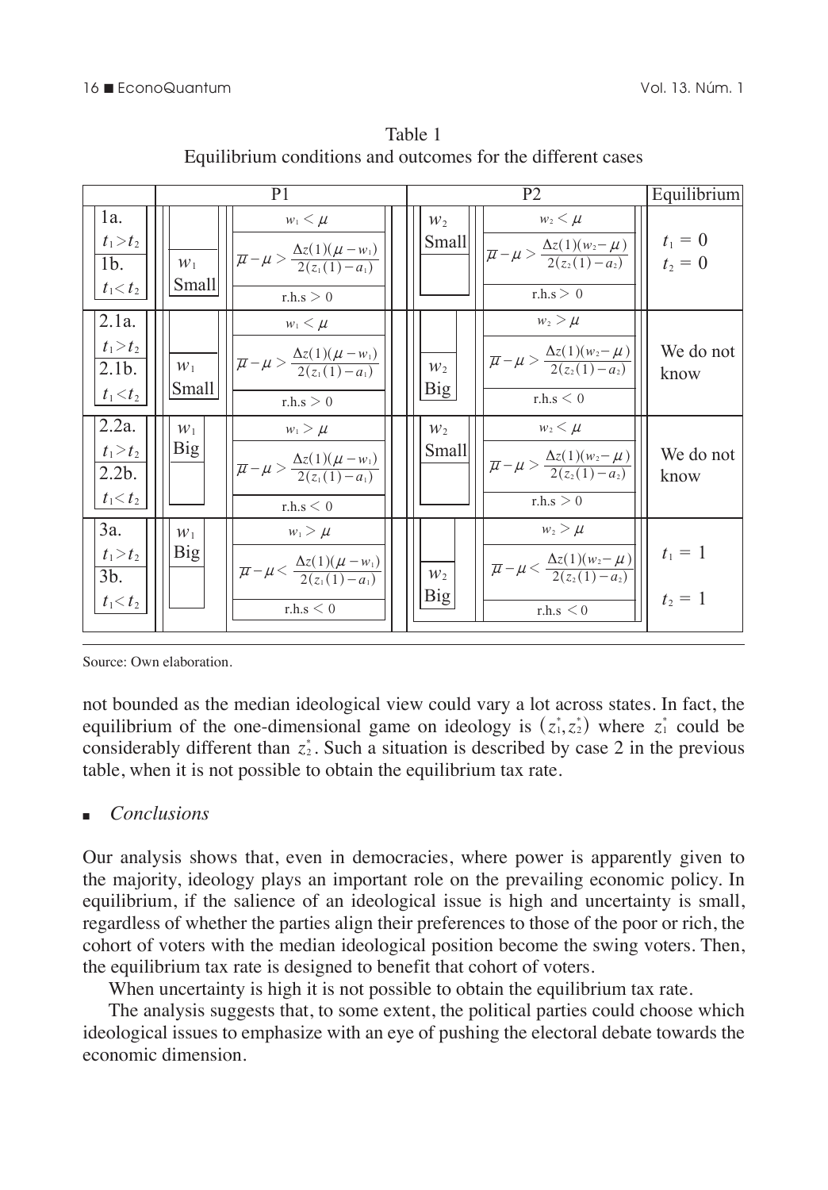Table 1
Equilibrium conditions and outcomes for the different cases

| | P1 | | P2 | | Equilibrium |
|---|---|---|---|---|---|
| 1a. $t_1 > t_2$ 1b. $t_1 < t_2$ | $w_1$ Small | $w_1 < \mu$; $\overline{\mu} - \mu > \frac{\Delta z(1)(\mu - w_1)}{2(z_1(1) - a_1)}$; r.h.s $> 0$ | $w_2$ Small | $w_2 < \mu$; $\overline{\mu} - \mu > \frac{\Delta z(1)(w_2 - \mu)}{2(z_2(1) - a_2)}$; r.h.s $> 0$ | $t_1 = 0$ $t_2 = 0$ |
| 2.1a. $t_1 > t_2$ 2.1b. $t_1 < t_2$ | $w_1$ Small | $w_1 < \mu$; $\overline{\mu} - \mu > \frac{\Delta z(1)(\mu - w_1)}{2(z_1(1) - a_1)}$; r.h.s $> 0$ | $w_2$ Big | $w_2 > \mu$; $\overline{\mu} - \mu > \frac{\Delta z(1)(w_2 - \mu)}{2(z_2(1) - a_2)}$; r.h.s $< 0$ | We do not know |
| 2.2a. $t_1 > t_2$ 2.2b. $t_1 < t_2$ | $w_1$ Big | $w_1 > \mu$; $\overline{\mu} - \mu > \frac{\Delta z(1)(\mu - w_1)}{2(z_1(1) - a_1)}$; r.h.s $< 0$ | $w_2$ Small | $w_2 < \mu$; $\overline{\mu} - \mu > \frac{\Delta z(1)(w_2 - \mu)}{2(z_2(1) - a_2)}$; r.h.s $> 0$ | We do not know |
| 3a. $t_1 > t_2$ 3b. $t_1 < t_2$ | $w_1$ Big | $w_1 > \mu$; $\overline{\mu} - \mu < \frac{\Delta z(1)(\mu - w_1)}{2(z_1(1) - a_1)}$; r.h.s $< 0$ | $w_2$ Big | $w_2 > \mu$; $\overline{\mu} - \mu < \frac{\Delta z(1)(w_2 - \mu)}{2(z_2(1) - a_2)}$; r.h.s $< 0$ | $t_1 = 1$ $t_2 = 1$ |

Source: Own elaboration.

not bounded as the median ideological view could vary a lot across states. In fact, the equilibrium of the one-dimensional game on ideology is $(z_1^*, z_2^*)$ where $z_1^*$ could be considerably different than $z_2^*$. Such a situation is described by case 2 in the previous table, when it is not possible to obtain the equilibrium tax rate.

## *Conclusions*

Our analysis shows that, even in democracies, where power is apparently given to the majority, ideology plays an important role on the prevailing economic policy. In equilibrium, if the salience of an ideological issue is high and uncertainty is small, regardless of whether the parties align their preferences to those of the poor or rich, the cohort of voters with the median ideological position become the swing voters. Then, the equilibrium tax rate is designed to benefit that cohort of voters.

When uncertainty is high it is not possible to obtain the equilibrium tax rate.

The analysis suggests that, to some extent, the political parties could choose which ideological issues to emphasize with an eye of pushing the electoral debate towards the economic dimension.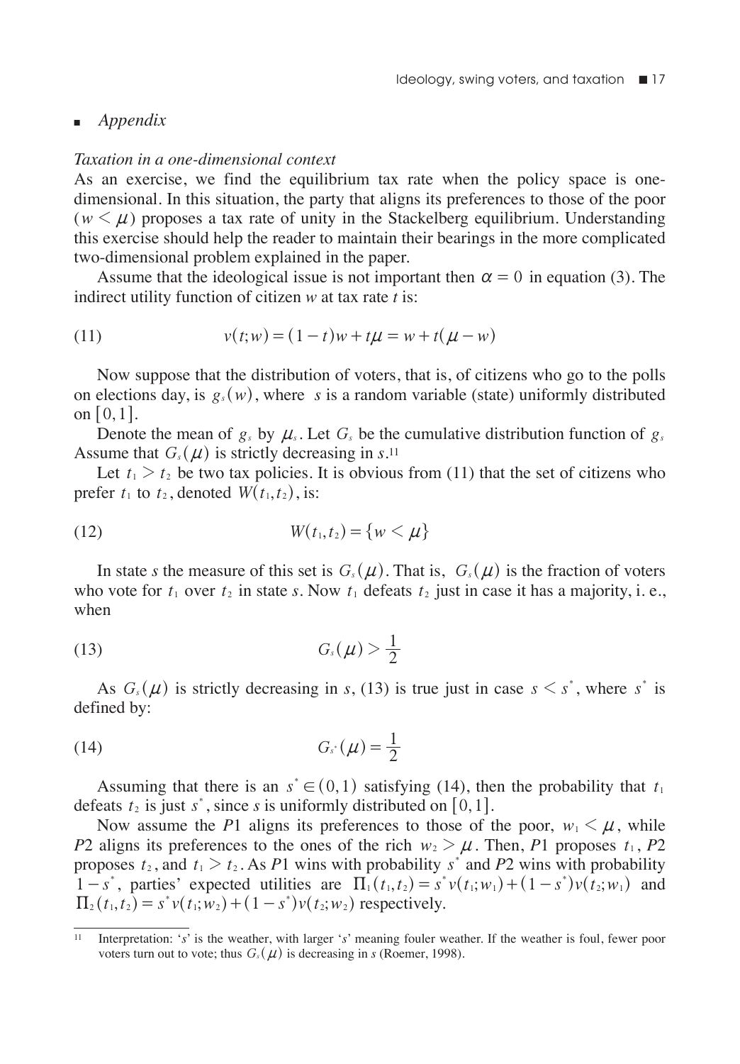## *Appendix*

### *Taxation in a one-dimensional context*

As an exercise, we find the equilibrium tax rate when the policy space is one-dimensional. In this situation, the party that aligns its preferences to those of the poor ($w < \mu$) proposes a tax rate of unity in the Stackelberg equilibrium. Understanding this exercise should help the reader to maintain their bearings in the more complicated two-dimensional problem explained in the paper.

Assume that the ideological issue is not important then $\alpha = 0$ in equation (3). The indirect utility function of citizen $w$ at tax rate $t$ is:

$$v(t;w) = (1-t)w + t\mu = w + t(\mu - w) \tag{11}$$

Now suppose that the distribution of voters, that is, of citizens who go to the polls on elections day, is $g_s(w)$, where $s$ is a random variable (state) uniformly distributed on $[0,1]$.

Denote the mean of $g_s$ by $\mu_s$. Let $G_s$ be the cumulative distribution function of $g_s$ Assume that $G_s(\mu)$ is strictly decreasing in $s$.[11]

Let $t_1 > t_2$ be two tax policies. It is obvious from (11) that the set of citizens who prefer $t_1$ to $t_2$, denoted $W(t_1, t_2)$, is:

$$W(t_1, t_2) = \{w < \mu\} \tag{12}$$

In state $s$ the measure of this set is $G_s(\mu)$. That is, $G_s(\mu)$ is the fraction of voters who vote for $t_1$ over $t_2$ in state $s$. Now $t_1$ defeats $t_2$ just in case it has a majority, i. e., when

$$G_s(\mu) > \frac{1}{2} \tag{13}$$

As $G_s(\mu)$ is strictly decreasing in $s$, (13) is true just in case $s < s^*$, where $s^*$ is defined by:

$$G_{s^*}(\mu) = \frac{1}{2} \tag{14}$$

Assuming that there is an $s^* \in (0,1)$ satisfying (14), then the probability that $t_1$ defeats $t_2$ is just $s^*$, since $s$ is uniformly distributed on $[0,1]$.

Now assume the $P1$ aligns its preferences to those of the poor, $w_1 < \mu$, while $P2$ aligns its preferences to the ones of the rich $w_2 > \mu$. Then, $P1$ proposes $t_1$, $P2$ proposes $t_2$, and $t_1 > t_2$. As $P1$ wins with probability $s^*$ and $P2$ wins with probability $1 - s^*$, parties' expected utilities are $\Pi_1(t_1, t_2) = s^* v(t_1; w_1) + (1 - s^*) v(t_2; w_1)$ and $\Pi_2(t_1, t_2) = s^* v(t_1; w_2) + (1 - s^*) v(t_2; w_2)$ respectively.

---

[11] Interpretation: '$s$' is the weather, with larger '$s$' meaning fouler weather. If the weather is foul, fewer poor voters turn out to vote; thus $G_s(\mu)$ is decreasing in $s$ (Roemer, 1998).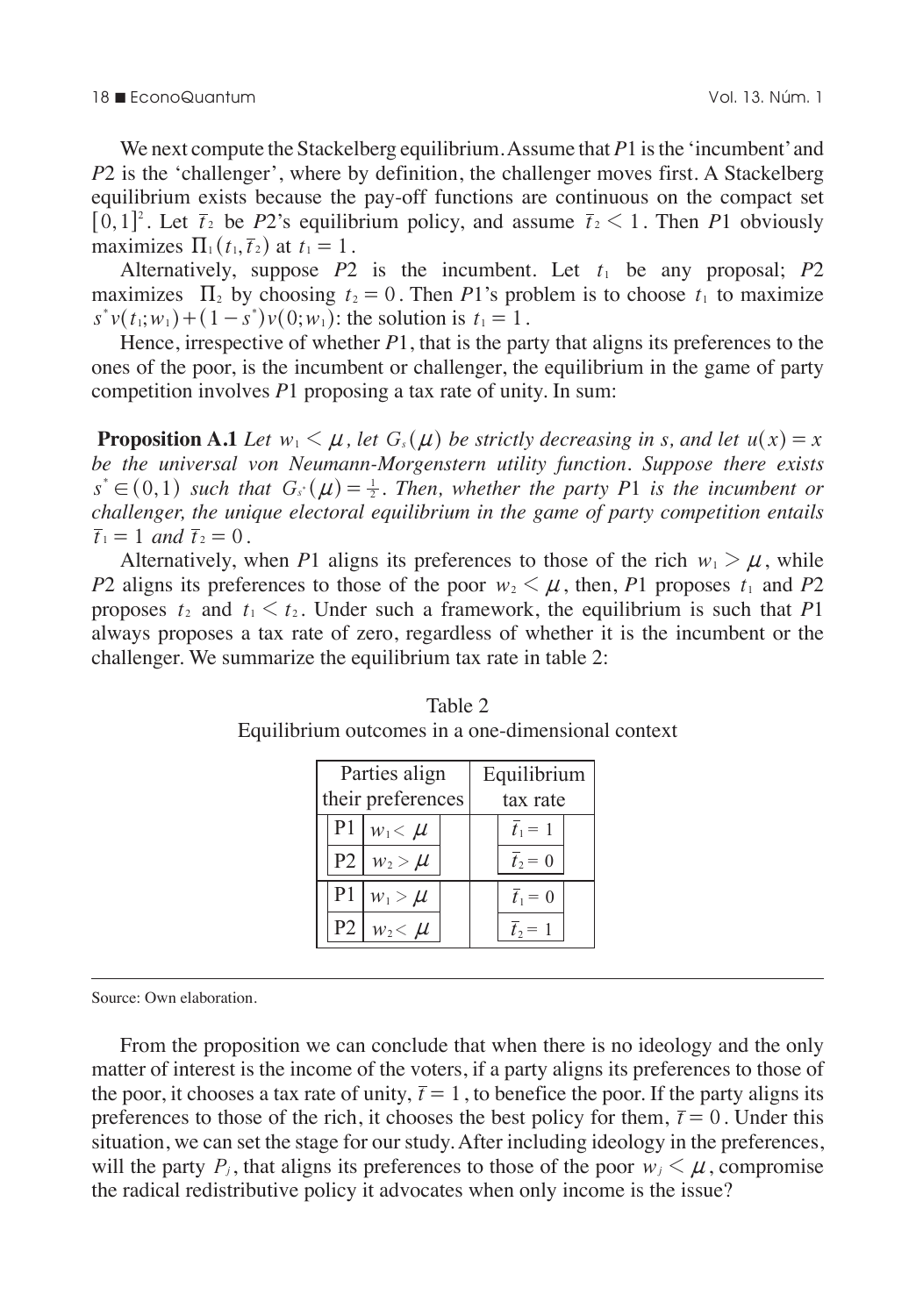We next compute the Stackelberg equilibrium. Assume that $P1$ is the 'incumbent' and $P2$ is the 'challenger', where by definition, the challenger moves first. A Stackelberg equilibrium exists because the pay-off functions are continuous on the compact set $[0,1]^2$. Let $\bar{t}_2$ be $P2$'s equilibrium policy, and assume $\bar{t}_2 < 1$. Then $P1$ obviously maximizes $\Pi_1(t_1, \bar{t}_2)$ at $t_1 = 1$.

Alternatively, suppose $P2$ is the incumbent. Let $t_1$ be any proposal; $P2$ maximizes $\Pi_2$ by choosing $t_2 = 0$. Then $P1$'s problem is to choose $t_1$ to maximize $s^* v(t_1; w_1) + (1 - s^*) v(0; w_1)$: the solution is $t_1 = 1$.

Hence, irrespective of whether $P1$, that is the party that aligns its preferences to the ones of the poor, is the incumbent or challenger, the equilibrium in the game of party competition involves $P1$ proposing a tax rate of unity. In sum:

**Proposition A.1** *Let $w_1 < \mu$, let $G_s(\mu)$ be strictly decreasing in s, and let $u(x) = x$ be the universal von Neumann-Morgenstern utility function. Suppose there exists $s^* \in (0,1)$ such that $G_{s^*}(\mu) = \frac{1}{2}$. Then, whether the party P1 is the incumbent or challenger, the unique electoral equilibrium in the game of party competition entails $\bar{t}_1 = 1$ and $\bar{t}_2 = 0$.*

Alternatively, when $P1$ aligns its preferences to those of the rich $w_1 > \mu$, while $P2$ aligns its preferences to those of the poor $w_2 < \mu$, then, $P1$ proposes $t_1$ and $P2$ proposes $t_2$ and $t_1 < t_2$. Under such a framework, the equilibrium is such that $P1$ always proposes a tax rate of zero, regardless of whether it is the incumbent or the challenger. We summarize the equilibrium tax rate in table 2:

Table 2
Equilibrium outcomes in a one-dimensional context

| Parties align their preferences | | Equilibrium tax rate |
|---|---|---|
| P1 | $w_1 < \mu$ | $\bar{t}_1 = 1$ |
| P2 | $w_2 > \mu$ | $\bar{t}_2 = 0$ |
| P1 | $w_1 > \mu$ | $\bar{t}_1 = 0$ |
| P2 | $w_2 < \mu$ | $\bar{t}_2 = 1$ |

Source: Own elaboration.

From the proposition we can conclude that when there is no ideology and the only matter of interest is the income of the voters, if a party aligns its preferences to those of the poor, it chooses a tax rate of unity, $\bar{t} = 1$, to benefice the poor. If the party aligns its preferences to those of the rich, it chooses the best policy for them, $\bar{t} = 0$. Under this situation, we can set the stage for our study. After including ideology in the preferences, will the party $P_j$, that aligns its preferences to those of the poor $w_j < \mu$, compromise the radical redistributive policy it advocates when only income is the issue?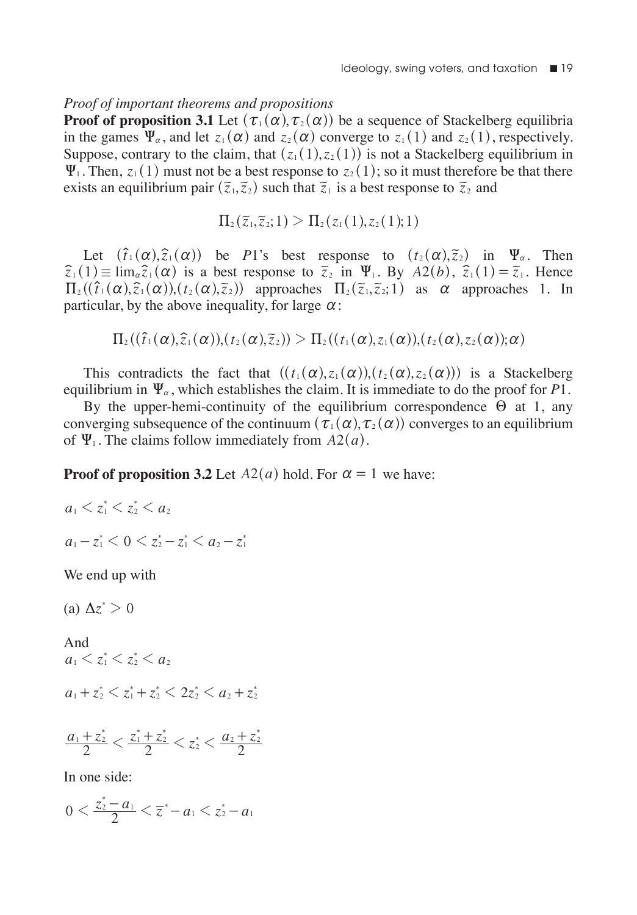*Proof of important theorems and propositions*

**Proof of proposition 3.1** Let $(\tau_1(\alpha), \tau_2(\alpha))$ be a sequence of Stackelberg equilibria in the games $\Psi_\alpha$, and let $z_1(\alpha)$ and $z_2(\alpha)$ converge to $z_1(1)$ and $z_2(1)$, respectively. Suppose, contrary to the claim, that $(z_1(1), z_2(1))$ is not a Stackelberg equilibrium in $\Psi_1$. Then, $z_1(1)$ must not be a best response to $z_2(1)$; so it must therefore be that there exists an equilibrium pair $(\tilde{z}_1, \tilde{z}_2)$ such that $\tilde{z}_1$ is a best response to $\tilde{z}_2$ and

$$\Pi_2(\tilde{z}_1, \tilde{z}_2; 1) > \Pi_2(z_1(1), z_2(1); 1)$$

Let $(\hat{t}_1(\alpha), \hat{z}_1(\alpha))$ be $P1$'s best response to $(t_2(\alpha), \tilde{z}_2)$ in $\Psi_\alpha$. Then $\hat{z}_1(1) \equiv \lim_\alpha \hat{z}_1(\alpha)$ is a best response to $\tilde{z}_2$ in $\Psi_1$. By $A2(b)$, $\hat{z}_1(1) = \tilde{z}_1$. Hence $\Pi_2((\hat{t}_1(\alpha), \hat{z}_1(\alpha)), (t_2(\alpha), \tilde{z}_2))$ approaches $\Pi_2(\tilde{z}_1, \tilde{z}_2; 1)$ as $\alpha$ approaches 1. In particular, by the above inequality, for large $\alpha$:

$$\Pi_2((\hat{t}_1(\alpha), \hat{z}_1(\alpha)), (t_2(\alpha), \tilde{z}_2)) > \Pi_2((t_1(\alpha), z_1(\alpha)), (t_2(\alpha), z_2(\alpha)); \alpha)$$

This contradicts the fact that $((t_1(\alpha), z_1(\alpha)), (t_2(\alpha), z_2(\alpha)))$ is a Stackelberg equilibrium in $\Psi_\alpha$, which establishes the claim. It is immediate to do the proof for $P1$.

By the upper-hemi-continuity of the equilibrium correspondence $\Theta$ at 1, any converging subsequence of the continuum $(\tau_1(\alpha), \tau_2(\alpha))$ converges to an equilibrium of $\Psi_1$. The claims follow immediately from $A2(a)$.

**Proof of proposition 3.2** Let $A2(a)$ hold. For $\alpha = 1$ we have:

$$a_1 < z_1^* < z_2^* < a_2$$

$$a_1 - z_1^* < 0 < z_2^* - z_1^* < a_2 - z_1^*$$

We end up with

(a) $\Delta z^* > 0$

And

$$a_1 < z_1^* < z_2^* < a_2$$

$$a_1 + z_2^* < z_1^* + z_2^* < 2z_2^* < a_2 + z_2^*$$

$$\frac{a_1 + z_2^*}{2} < \frac{z_1^* + z_2^*}{2} < z_2^* < \frac{a_2 + z_2^*}{2}$$

In one side:

$$0 < \frac{z_2^* - a_1}{2} < \bar{z}^* - a_1 < z_2^* - a_1$$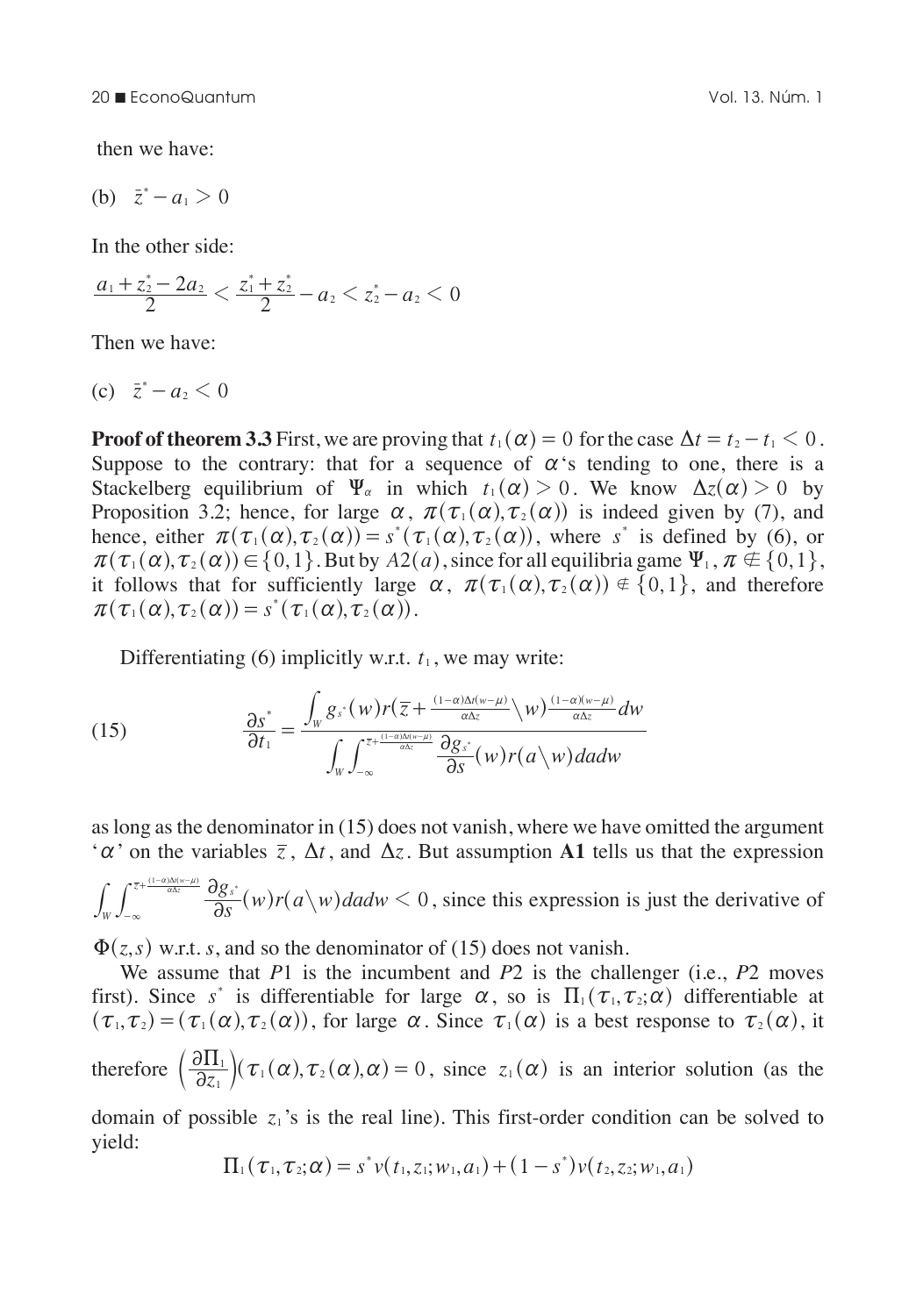then we have:

(b) $\bar{z}^* - a_1 > 0$

In the other side:

$$\frac{a_1 + z_2^* - 2a_2}{2} < \frac{z_1^* + z_2^*}{2} - a_2 < z_2^* - a_2 < 0$$

Then we have:

(c) $\bar{z}^* - a_2 < 0$

**Proof of theorem 3.3** First, we are proving that $t_1(\alpha) = 0$ for the case $\Delta t = t_2 - t_1 < 0$. Suppose to the contrary: that for a sequence of $\alpha$'s tending to one, there is a Stackelberg equilibrium of $\Psi_\alpha$ in which $t_1(\alpha) > 0$. We know $\Delta z(\alpha) > 0$ by Proposition 3.2; hence, for large $\alpha$, $\pi(\tau_1(\alpha), \tau_2(\alpha))$ is indeed given by (7), and hence, either $\pi(\tau_1(\alpha), \tau_2(\alpha)) = s^*(\tau_1(\alpha), \tau_2(\alpha))$, where $s^*$ is defined by (6), or $\pi(\tau_1(\alpha), \tau_2(\alpha)) \in \{0,1\}$. But by $A2(a)$, since for all equilibria game $\Psi_1$, $\pi \notin \{0,1\}$, it follows that for sufficiently large $\alpha$, $\pi(\tau_1(\alpha), \tau_2(\alpha)) \notin \{0,1\}$, and therefore $\pi(\tau_1(\alpha), \tau_2(\alpha)) = s^*(\tau_1(\alpha), \tau_2(\alpha))$.

Differentiating (6) implicitly w.r.t. $t_1$, we may write:

$$\frac{\partial s^*}{\partial t_1} = \frac{\int_W g_{s^*}(w) r(\bar{z} + \frac{(1-\alpha)\Delta t(w-\mu)}{\alpha \Delta z} \backslash w) \frac{(1-\alpha)(w-\mu)}{\alpha \Delta z} dw}{\int_W \int_{-\infty}^{\bar{z} + \frac{(1-\alpha)\Delta t(w-\mu)}{\alpha \Delta z}} \frac{\partial g_{s^*}}{\partial s}(w) r(a \backslash w) da dw} \tag{15}$$

as long as the denominator in (15) does not vanish, where we have omitted the argument '$\alpha$' on the variables $\bar{z}$, $\Delta t$, and $\Delta z$. But assumption **A1** tells us that the expression $\int_W \int_{-\infty}^{\bar{z} + \frac{(1-\alpha)\Delta t(w-\mu)}{\alpha \Delta z}} \frac{\partial g_{s^*}}{\partial s}(w) r(a \backslash w) da dw < 0$, since this expression is just the derivative of $\Phi(z,s)$ w.r.t. $s$, and so the denominator of (15) does not vanish.

We assume that $P1$ is the incumbent and $P2$ is the challenger (i.e., $P2$ moves first). Since $s^*$ is differentiable for large $\alpha$, so is $\Pi_1(\tau_1, \tau_2; \alpha)$ differentiable at $(\tau_1, \tau_2) = (\tau_1(\alpha), \tau_2(\alpha))$, for large $\alpha$. Since $\tau_1(\alpha)$ is a best response to $\tau_2(\alpha)$, it therefore $\left(\frac{\partial \Pi_1}{\partial z_1}\right)(\tau_1(\alpha), \tau_2(\alpha), \alpha) = 0$, since $z_1(\alpha)$ is an interior solution (as the domain of possible $z_1$'s is the real line). This first-order condition can be solved to yield:

$$\Pi_1(\tau_1, \tau_2; \alpha) = s^* v(t_1, z_1; w_1, a_1) + (1 - s^*) v(t_2, z_2; w_1, a_1)$$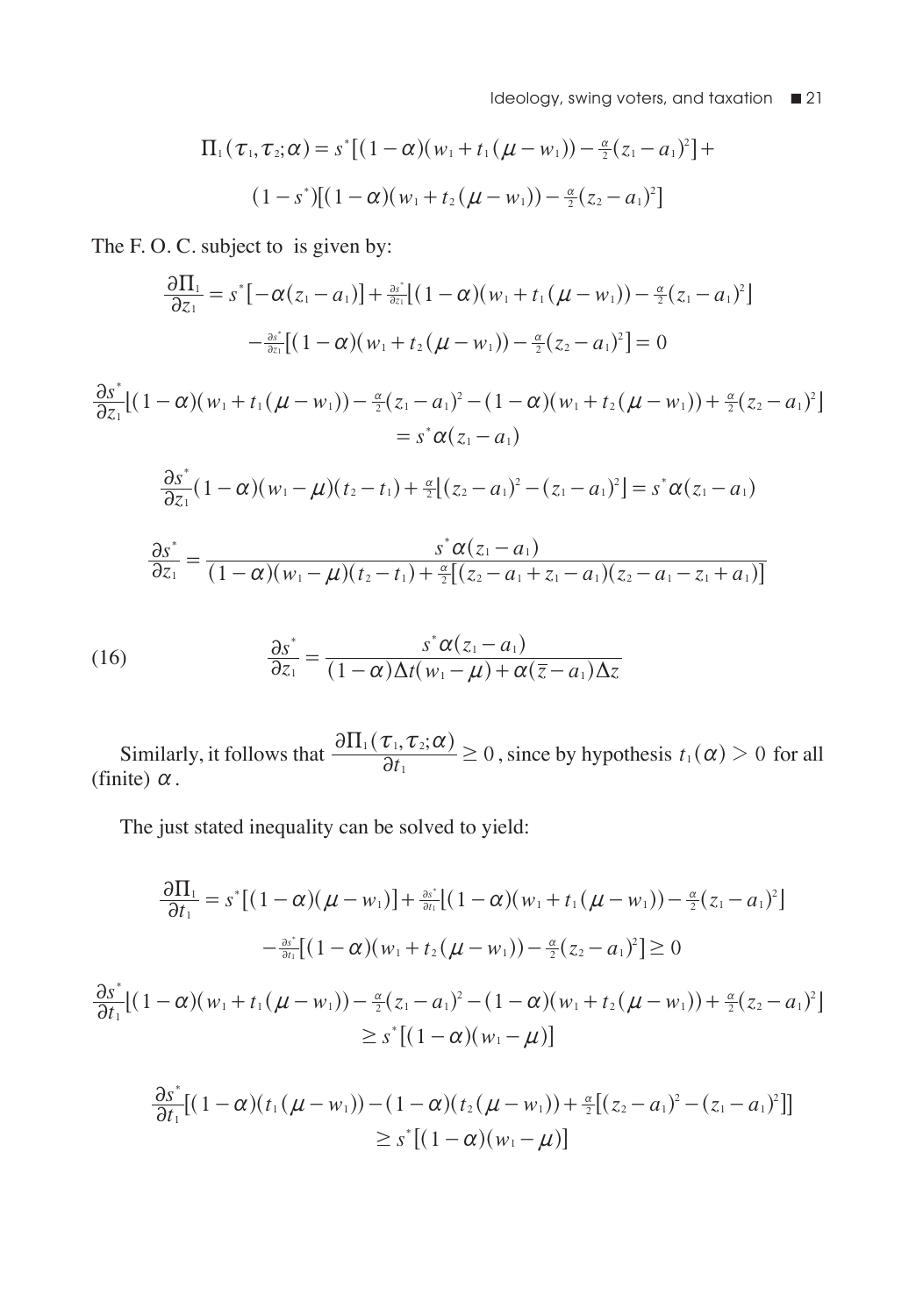$$\Pi_1(\tau_1, \tau_2; \alpha) = s^*\left[(1-\alpha)(w_1 + t_1(\mu - w_1)) - \tfrac{\alpha}{2}(z_1 - a_1)^2\right] +$$

$$(1-s^*)\left[(1-\alpha)(w_1 + t_2(\mu - w_1)) - \tfrac{\alpha}{2}(z_2 - a_1)^2\right]$$

The F. O. C. subject to is given by:

$$\frac{\partial \Pi_1}{\partial z_1} = s^*\left[-\alpha(z_1 - a_1)\right] + \tfrac{\partial s^*}{\partial z_1}\left[(1-\alpha)(w_1 + t_1(\mu - w_1)) - \tfrac{\alpha}{2}(z_1 - a_1)^2\right]$$

$$- \tfrac{\partial s^*}{\partial z_1}\left[(1-\alpha)(w_1 + t_2(\mu - w_1)) - \tfrac{\alpha}{2}(z_2 - a_1)^2\right] = 0$$

$$\frac{\partial s^*}{\partial z_1}\left[(1-\alpha)(w_1 + t_1(\mu - w_1)) - \tfrac{\alpha}{2}(z_1 - a_1)^2 - (1-\alpha)(w_1 + t_2(\mu - w_1)) + \tfrac{\alpha}{2}(z_2 - a_1)^2\right]$$
$$= s^*\alpha(z_1 - a_1)$$

$$\frac{\partial s^*}{\partial z_1}(1-\alpha)(w_1 - \mu)(t_2 - t_1) + \tfrac{\alpha}{2}\left[(z_2 - a_1)^2 - (z_1 - a_1)^2\right] = s^*\alpha(z_1 - a_1)$$

$$\frac{\partial s^*}{\partial z_1} = \frac{s^*\alpha(z_1 - a_1)}{(1-\alpha)(w_1 - \mu)(t_2 - t_1) + \frac{\alpha}{2}\left[(z_2 - a_1 + z_1 - a_1)(z_2 - a_1 - z_1 + a_1)\right]}$$

$$\frac{\partial s^*}{\partial z_1} = \frac{s^*\alpha(z_1 - a_1)}{(1-\alpha)\Delta t(w_1 - \mu) + \alpha(\bar{z} - a_1)\Delta z} \tag{16}$$

Similarly, it follows that $\dfrac{\partial \Pi_1(\tau_1, \tau_2; \alpha)}{\partial t_1} \geq 0$, since by hypothesis $t_1(\alpha) > 0$ for all (finite) $\alpha$.

The just stated inequality can be solved to yield:

$$\frac{\partial \Pi_1}{\partial t_1} = s^*\left[(1-\alpha)(\mu - w_1)\right] + \tfrac{\partial s^*}{\partial t_1}\left[(1-\alpha)(w_1 + t_1(\mu - w_1)) - \tfrac{\alpha}{2}(z_1 - a_1)^2\right]$$

$$- \tfrac{\partial s^*}{\partial t_1}\left[(1-\alpha)(w_1 + t_2(\mu - w_1)) - \tfrac{\alpha}{2}(z_2 - a_1)^2\right] \geq 0$$

$$\frac{\partial s^*}{\partial t_1}\left[(1-\alpha)(w_1 + t_1(\mu - w_1)) - \tfrac{\alpha}{2}(z_1 - a_1)^2 - (1-\alpha)(w_1 + t_2(\mu - w_1)) + \tfrac{\alpha}{2}(z_2 - a_1)^2\right]$$
$$\geq s^*\left[(1-\alpha)(w_1 - \mu)\right]$$

$$\frac{\partial s^*}{\partial t_1}\left[(1-\alpha)(t_1(\mu - w_1)) - (1-\alpha)(t_2(\mu - w_1)) + \tfrac{\alpha}{2}\left[(z_2 - a_1)^2 - (z_1 - a_1)^2\right]\right]$$
$$\geq s^*\left[(1-\alpha)(w_1 - \mu)\right]$$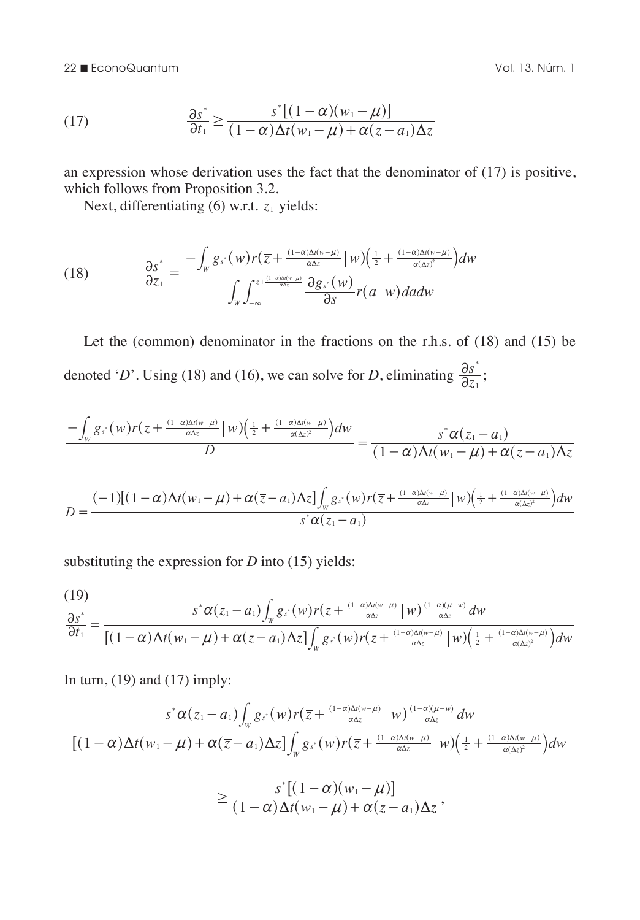$$\frac{\partial s^*}{\partial t_1} \geq \frac{s^*[(1-\alpha)(w_1-\mu)]}{(1-\alpha)\Delta t(w_1-\mu)+\alpha(\bar{z}-a_1)\Delta z} \tag{17}$$

an expression whose derivation uses the fact that the denominator of (17) is positive, which follows from Proposition 3.2.

Next, differentiating (6) w.r.t. $z_1$ yields:

$$\frac{\partial s^*}{\partial z_1} = \frac{-\int_W g_{s^*}(w) r\left(\bar{z}+\frac{(1-\alpha)\Delta t(w-\mu)}{\alpha \Delta z} \,\middle|\, w\right)\left(\frac{1}{2}+\frac{(1-\alpha)\Delta t(w-\mu)}{\alpha(\Delta z)^2}\right)dw}{\int_W \int_{-\infty}^{\bar{z}+\frac{(1-\alpha)\Delta t(w-\mu)}{\alpha\Delta z}} \frac{\partial g_{s^*}(w)}{\partial s} r(a \,|\, w)\, da\, dw} \tag{18}$$

Let the (common) denominator in the fractions on the r.h.s. of (18) and (15) be denoted '$D$'. Using (18) and (16), we can solve for $D$, eliminating $\frac{\partial s^*}{\partial z_1}$;

$$\frac{-\int_W g_{s^*}(w) r\left(\bar{z}+\frac{(1-\alpha)\Delta t(w-\mu)}{\alpha \Delta z} \,\middle|\, w\right)\left(\frac{1}{2}+\frac{(1-\alpha)\Delta t(w-\mu)}{\alpha(\Delta z)^2}\right)dw}{D} = \frac{s^*\alpha(z_1-a_1)}{(1-\alpha)\Delta t(w_1-\mu)+\alpha(\bar{z}-a_1)\Delta z}$$

$$D = \frac{(-1)[(1-\alpha)\Delta t(w_1-\mu)+\alpha(\bar{z}-a_1)\Delta z]\int_W g_{s^*}(w) r\left(\bar{z}+\frac{(1-\alpha)\Delta t(w-\mu)}{\alpha \Delta z} \,\middle|\, w\right)\left(\frac{1}{2}+\frac{(1-\alpha)\Delta t(w-\mu)}{\alpha(\Delta z)^2}\right)dw}{s^*\alpha(z_1-a_1)}$$

substituting the expression for $D$ into (15) yields:

$$\frac{\partial s^*}{\partial t_1} = \frac{s^*\alpha(z_1-a_1)\int_W g_{s^*}(w) r\left(\bar{z}+\frac{(1-\alpha)\Delta t(w-\mu)}{\alpha \Delta z} \,\middle|\, w\right)\frac{(1-\alpha)(\mu-w)}{\alpha\Delta z}dw}{[(1-\alpha)\Delta t(w_1-\mu)+\alpha(\bar{z}-a_1)\Delta z]\int_W g_{s^*}(w) r\left(\bar{z}+\frac{(1-\alpha)\Delta t(w-\mu)}{\alpha \Delta z} \,\middle|\, w\right)\left(\frac{1}{2}+\frac{(1-\alpha)\Delta t(w-\mu)}{\alpha(\Delta z)^2}\right)dw} \tag{19}$$

In turn, (19) and (17) imply:

$$\frac{s^*\alpha(z_1-a_1)\int_W g_{s^*}(w) r\left(\bar{z}+\frac{(1-\alpha)\Delta t(w-\mu)}{\alpha \Delta z} \,\middle|\, w\right)\frac{(1-\alpha)(\mu-w)}{\alpha\Delta z}dw}{[(1-\alpha)\Delta t(w_1-\mu)+\alpha(\bar{z}-a_1)\Delta z]\int_W g_{s^*}(w) r\left(\bar{z}+\frac{(1-\alpha)\Delta t(w-\mu)}{\alpha \Delta z} \,\middle|\, w\right)\left(\frac{1}{2}+\frac{(1-\alpha)\Delta t(w-\mu)}{\alpha(\Delta z)^2}\right)dw}$$

$$\geq \frac{s^*[(1-\alpha)(w_1-\mu)]}{(1-\alpha)\Delta t(w_1-\mu)+\alpha(\bar{z}-a_1)\Delta z},$$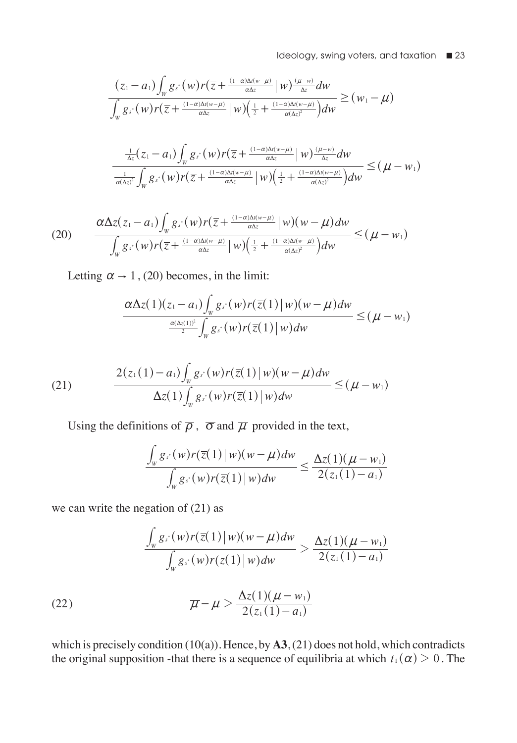$$\frac{(z_1 - a_1)\int_W g_{s^*}(w) r(\overline{z} + \frac{(1-\alpha)\Delta t(w-\mu)}{\alpha\Delta z} \,|\, w) \frac{(\mu - w)}{\Delta z} dw}{\int_W g_{s^*}(w) r(\overline{z} + \frac{(1-\alpha)\Delta t(w-\mu)}{\alpha\Delta z} \,|\, w)\left(\frac{1}{2} + \frac{(1-\alpha)\Delta t(w-\mu)}{\alpha(\Delta z)^2}\right) dw} \geq (w_1 - \mu)$$

$$\frac{\frac{1}{\Delta z}(z_1 - a_1)\int_W g_{s^*}(w) r(\overline{z} + \frac{(1-\alpha)\Delta t(w-\mu)}{\alpha\Delta z} \,|\, w) \frac{(\mu - w)}{\Delta z} dw}{\frac{1}{\alpha(\Delta z)^2}\int_W g_{s^*}(w) r(\overline{z} + \frac{(1-\alpha)\Delta t(w-\mu)}{\alpha\Delta z} \,|\, w)\left(\frac{1}{2} + \frac{(1-\alpha)\Delta t(w-\mu)}{\alpha(\Delta z)^2}\right) dw} \leq (\mu - w_1)$$

$$\text{(20)} \qquad \frac{\alpha\Delta z(z_1 - a_1)\int_W g_{s^*}(w) r(\overline{z} + \frac{(1-\alpha)\Delta t(w-\mu)}{\alpha\Delta z} \,|\, w)(w - \mu) dw}{\int_W g_{s^*}(w) r(\overline{z} + \frac{(1-\alpha)\Delta t(w-\mu)}{\alpha\Delta z} \,|\, w)\left(\frac{1}{2} + \frac{(1-\alpha)\Delta t(w-\mu)}{\alpha(\Delta z)^2}\right) dw} \leq (\mu - w_1)$$

Letting $\alpha \to 1$, (20) becomes, in the limit:

$$\frac{\alpha\Delta z(1)(z_1 - a_1)\int_W g_{s^*}(w) r(\overline{z}(1) \,|\, w)(w - \mu) dw}{\frac{\alpha(\Delta z(1))^2}{2}\int_W g_{s^*}(w) r(\overline{z}(1) \,|\, w) dw} \leq (\mu - w_1)$$

$$\text{(21)} \qquad \frac{2(z_1(1) - a_1)\int_W g_{s^*}(w) r(\overline{z}(1) \,|\, w)(w - \mu) dw}{\Delta z(1)\int_W g_{s^*}(w) r(\overline{z}(1) \,|\, w) dw} \leq (\mu - w_1)$$

Using the definitions of $\overline{\rho}$, $\overline{\sigma}$ and $\overline{\mu}$ provided in the text,

$$\frac{\int_W g_{s^*}(w) r(\overline{z}(1) \,|\, w)(w - \mu) dw}{\int_W g_{s^*}(w) r(\overline{z}(1) \,|\, w) dw} \leq \frac{\Delta z(1)(\mu - w_1)}{2(z_1(1) - a_1)}$$

we can write the negation of (21) as

$$\frac{\int_W g_{s^*}(w) r(\overline{z}(1) \,|\, w)(w - \mu) dw}{\int_W g_{s^*}(w) r(\overline{z}(1) \,|\, w) dw} > \frac{\Delta z(1)(\mu - w_1)}{2(z_1(1) - a_1)}$$

$$\text{(22)} \qquad \overline{\mu} - \mu > \frac{\Delta z(1)(\mu - w_1)}{2(z_1(1) - a_1)}$$

which is precisely condition (10(a)). Hence, by **A3**, (21) does not hold, which contradicts the original supposition -that there is a sequence of equilibria at which $t_1(\alpha) > 0$. The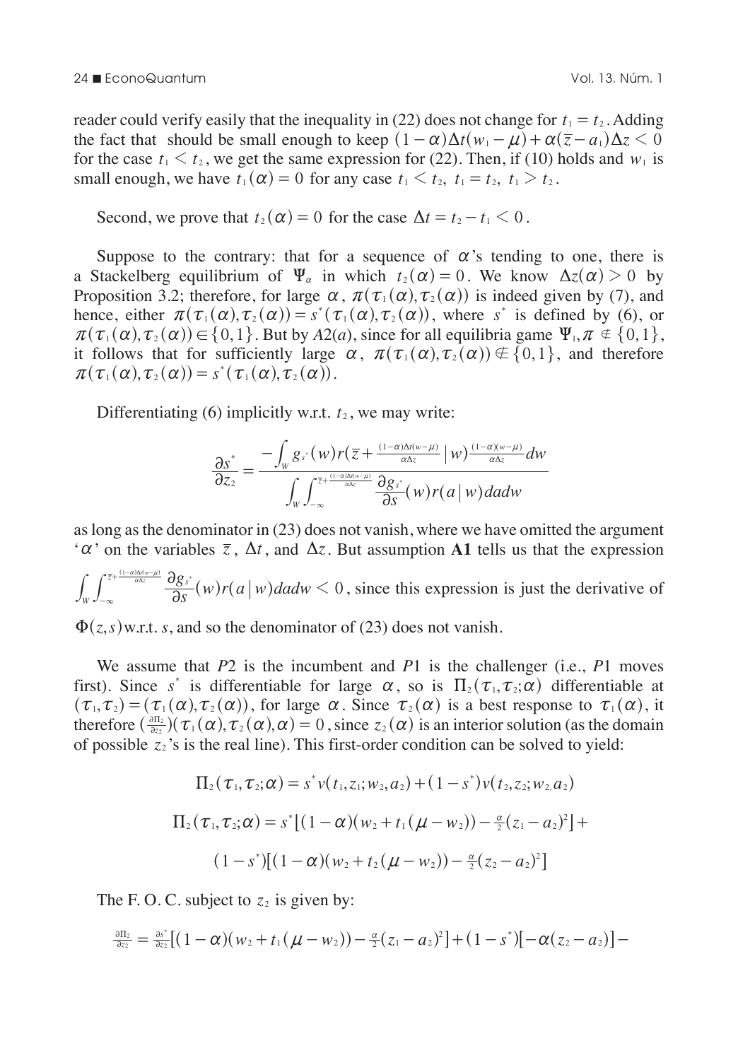reader could verify easily that the inequality in (22) does not change for $t_1 = t_2$. Adding the fact that should be small enough to keep $(1-\alpha)\Delta t(w_1 - \mu) + \alpha(\bar{z} - a_1)\Delta z < 0$ for the case $t_1 < t_2$, we get the same expression for (22). Then, if (10) holds and $w_1$ is small enough, we have $t_1(\alpha) = 0$ for any case $t_1 < t_2$, $t_1 = t_2$, $t_1 > t_2$.

Second, we prove that $t_2(\alpha) = 0$ for the case $\Delta t = t_2 - t_1 < 0$.

Suppose to the contrary: that for a sequence of $\alpha$'s tending to one, there is a Stackelberg equilibrium of $\Psi_\alpha$ in which $t_2(\alpha) = 0$. We know $\Delta z(\alpha) > 0$ by Proposition 3.2; therefore, for large $\alpha$, $\pi(\tau_1(\alpha), \tau_2(\alpha))$ is indeed given by (7), and hence, either $\pi(\tau_1(\alpha), \tau_2(\alpha)) = s^*(\tau_1(\alpha), \tau_2(\alpha))$, where $s^*$ is defined by (6), or $\pi(\tau_1(\alpha), \tau_2(\alpha)) \in \{0,1\}$. But by $A2(a)$, since for all equilibria game $\Psi_1, \pi \notin \{0,1\}$, it follows that for sufficiently large $\alpha$, $\pi(\tau_1(\alpha), \tau_2(\alpha)) \notin \{0,1\}$, and therefore $\pi(\tau_1(\alpha), \tau_2(\alpha)) = s^*(\tau_1(\alpha), \tau_2(\alpha))$.

Differentiating (6) implicitly w.r.t. $t_2$, we may write:

$$\frac{\partial s^*}{\partial z_2} = \frac{-\int_W g_{s^*}(w) r(\bar{z} + \frac{(1-\alpha)\Delta t(w-\mu)}{\alpha \Delta z} \mid w) \frac{(1-\alpha)(w-\mu)}{\alpha \Delta z} dw}{\int_W \int_{-\infty}^{\bar{z} + \frac{(1-\alpha)\Delta t(w-\mu)}{\alpha \Delta z}} \frac{\partial g_{s^*}}{\partial s}(w) r(a \mid w) da dw}$$

as long as the denominator in (23) does not vanish, where we have omitted the argument '$\alpha$' on the variables $\bar{z}$, $\Delta t$, and $\Delta z$. But assumption **A1** tells us that the expression $\int_W \int_{-\infty}^{\bar{z} + \frac{(1-\alpha)\Delta t(w-\mu)}{\alpha \Delta z}} \frac{\partial g_{s^*}}{\partial s}(w) r(a \mid w) da dw < 0$, since this expression is just the derivative of $\Phi(z,s)$ w.r.t. $s$, and so the denominator of (23) does not vanish.

We assume that $P2$ is the incumbent and $P1$ is the challenger (i.e., $P1$ moves first). Since $s^*$ is differentiable for large $\alpha$, so is $\Pi_2(\tau_1, \tau_2; \alpha)$ differentiable at $(\tau_1, \tau_2) = (\tau_1(\alpha), \tau_2(\alpha))$, for large $\alpha$. Since $\tau_2(\alpha)$ is a best response to $\tau_1(\alpha)$, it therefore $(\frac{\partial \Pi_2}{\partial z_2})(\tau_1(\alpha), \tau_2(\alpha), \alpha) = 0$, since $z_2(\alpha)$ is an interior solution (as the domain of possible $z_2$'s is the real line). This first-order condition can be solved to yield:

$$\Pi_2(\tau_1, \tau_2; \alpha) = s^* v(t_1, z_1; w_2, a_2) + (1 - s^*) v(t_2, z_2; w_2, a_2)$$

$$\Pi_2(\tau_1, \tau_2; \alpha) = s^* [(1-\alpha)(w_2 + t_1(\mu - w_2)) - \tfrac{\alpha}{2}(z_1 - a_2)^2] +$$

$$(1 - s^*)[(1-\alpha)(w_2 + t_2(\mu - w_2)) - \tfrac{\alpha}{2}(z_2 - a_2)^2]$$

The F. O. C. subject to $z_2$ is given by:

$$\tfrac{\partial \Pi_2}{\partial z_2} = \tfrac{\partial s^*}{\partial z_2}[(1-\alpha)(w_2 + t_1(\mu - w_2)) - \tfrac{\alpha}{2}(z_1 - a_2)^2] + (1 - s^*)[-\alpha(z_2 - a_2)] -$$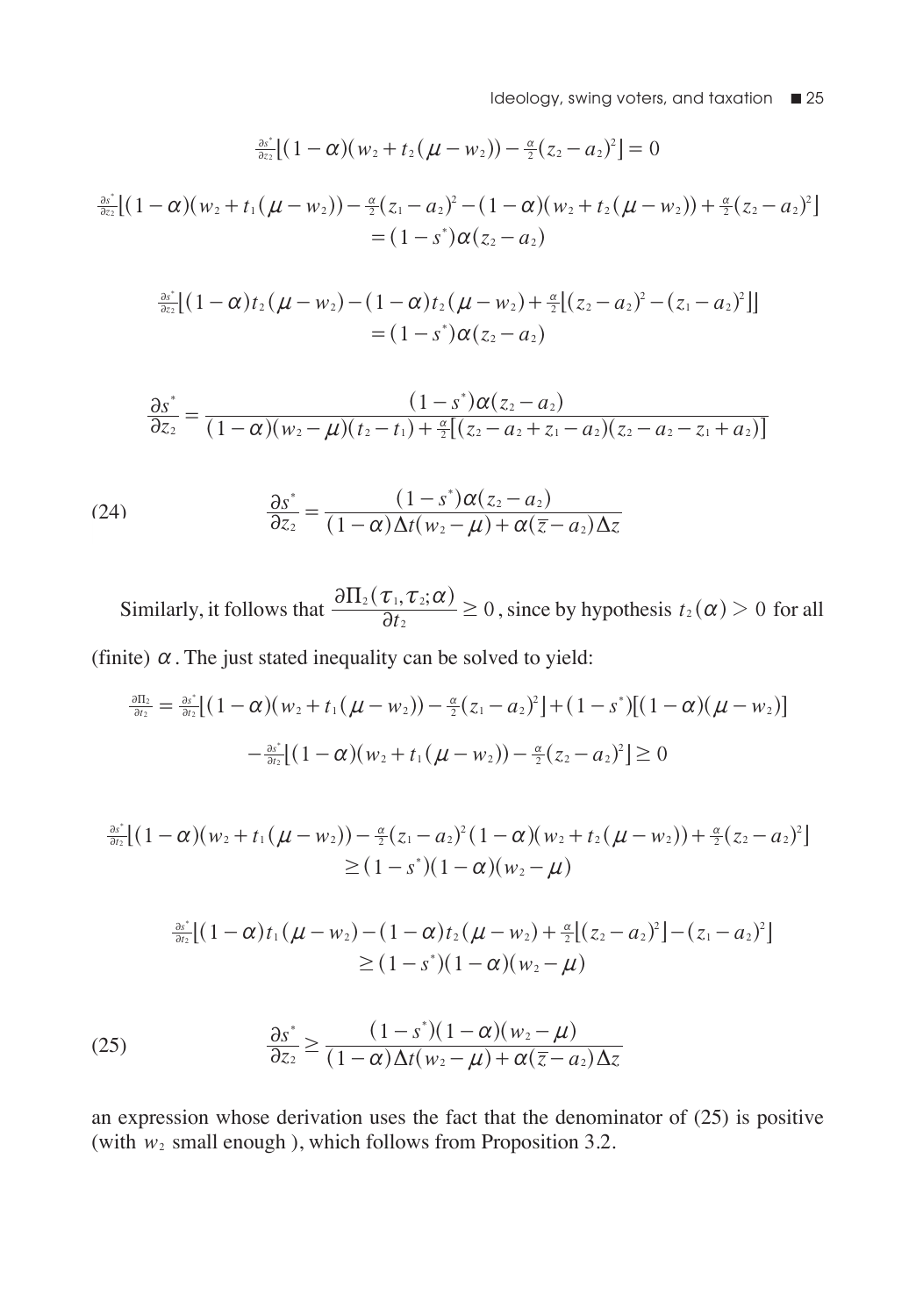$$\tfrac{\partial s^*}{\partial z_2}\left[(1-\alpha)(w_2 + t_2(\mu - w_2)) - \tfrac{\alpha}{2}(z_2 - a_2)^2\right] = 0$$

$$\tfrac{\partial s^*}{\partial z_2}\left[(1-\alpha)(w_2 + t_1(\mu - w_2)) - \tfrac{\alpha}{2}(z_1 - a_2)^2 - (1-\alpha)(w_2 + t_2(\mu - w_2)) + \tfrac{\alpha}{2}(z_2 - a_2)^2\right] = (1 - s^*)\alpha(z_2 - a_2)$$

$$\tfrac{\partial s^*}{\partial z_2}\left[(1-\alpha)t_2(\mu - w_2) - (1-\alpha)t_2(\mu - w_2) + \tfrac{\alpha}{2}\left[(z_2 - a_2)^2 - (z_1 - a_2)^2\right]\right] = (1 - s^*)\alpha(z_2 - a_2)$$

$$\frac{\partial s^*}{\partial z_2} = \frac{(1 - s^*)\alpha(z_2 - a_2)}{(1-\alpha)(w_2 - \mu)(t_2 - t_1) + \frac{\alpha}{2}\left[(z_2 - a_2 + z_1 - a_2)(z_2 - a_2 - z_1 + a_2)\right]}$$

$$\frac{\partial s^*}{\partial z_2} = \frac{(1 - s^*)\alpha(z_2 - a_2)}{(1-\alpha)\Delta t(w_2 - \mu) + \alpha(\bar{z} - a_2)\Delta z} \tag{24}$$

Similarly, it follows that $\dfrac{\partial \Pi_2(\tau_1, \tau_2; \alpha)}{\partial t_2} \geq 0$, since by hypothesis $t_2(\alpha) > 0$ for all (finite) $\alpha$. The just stated inequality can be solved to yield:

$$\tfrac{\partial \Pi_2}{\partial t_2} = \tfrac{\partial s^*}{\partial t_2}\left[(1-\alpha)(w_2 + t_1(\mu - w_2)) - \tfrac{\alpha}{2}(z_1 - a_2)^2\right] + (1 - s^*)\left[(1-\alpha)(\mu - w_2)\right]$$
$$- \tfrac{\partial s^*}{\partial t_2}\left[(1-\alpha)(w_2 + t_1(\mu - w_2)) - \tfrac{\alpha}{2}(z_2 - a_2)^2\right] \geq 0$$

$$\tfrac{\partial s^*}{\partial t_2}\left[(1-\alpha)(w_2 + t_1(\mu - w_2)) - \tfrac{\alpha}{2}(z_1 - a_2)^2 (1-\alpha)(w_2 + t_2(\mu - w_2)) + \tfrac{\alpha}{2}(z_2 - a_2)^2\right] \geq (1 - s^*)(1-\alpha)(w_2 - \mu)$$

$$\tfrac{\partial s^*}{\partial t_2}\left[(1-\alpha)t_1(\mu - w_2) - (1-\alpha)t_2(\mu - w_2) + \tfrac{\alpha}{2}\left[(z_2 - a_2)^2\right] - (z_1 - a_2)^2\right] \geq (1 - s^*)(1-\alpha)(w_2 - \mu)$$

$$\frac{\partial s^*}{\partial z_2} \geq \frac{(1 - s^*)(1-\alpha)(w_2 - \mu)}{(1-\alpha)\Delta t(w_2 - \mu) + \alpha(\bar{z} - a_2)\Delta z} \tag{25}$$

an expression whose derivation uses the fact that the denominator of (25) is positive (with $w_2$ small enough ), which follows from Proposition 3.2.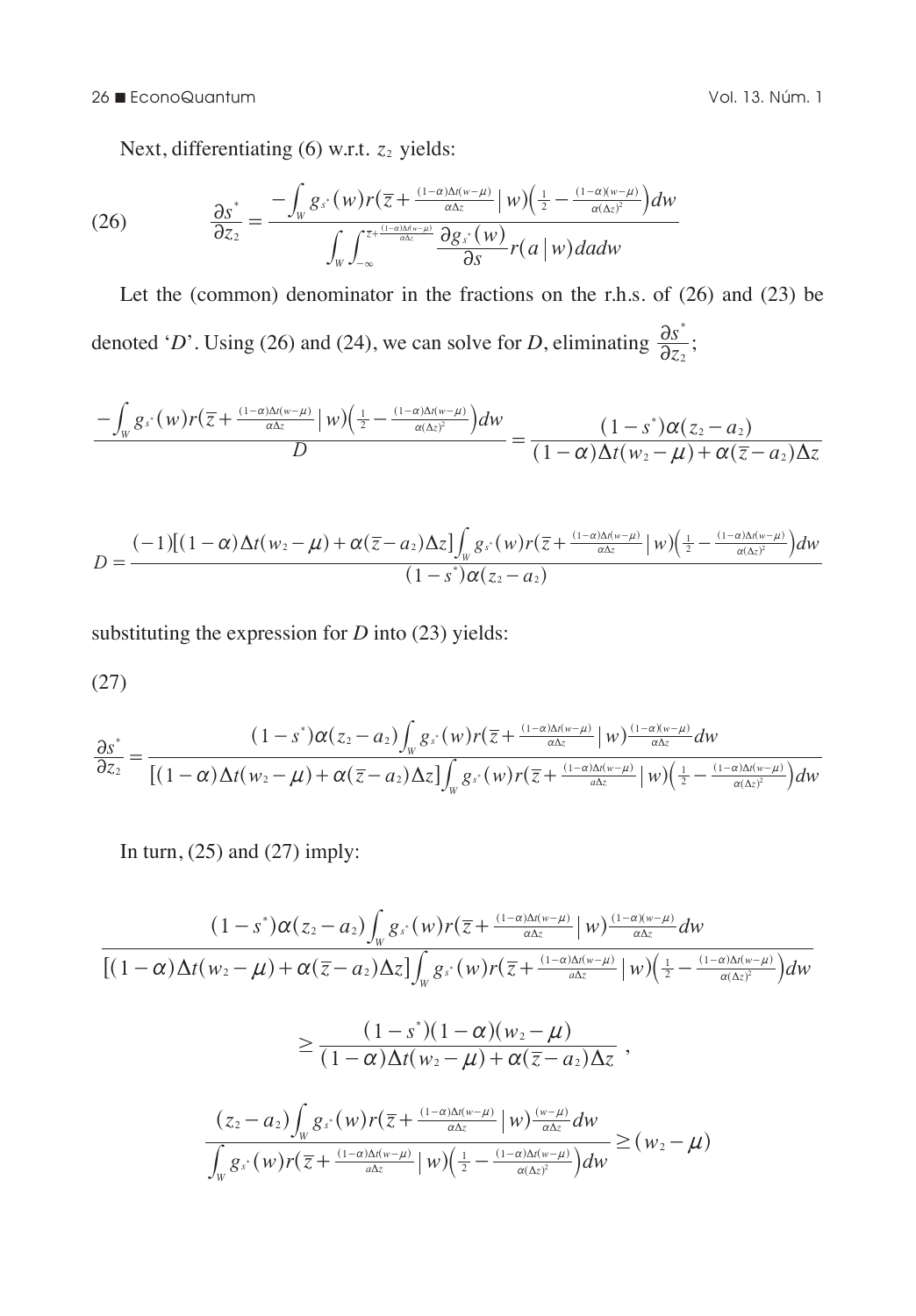Next, differentiating (6) w.r.t. $z_2$ yields:

$$\frac{\partial s^*}{\partial z_2} = \frac{-\int_W g_{s^*}(w) r(\bar{z} + \frac{(1-\alpha)\Delta t(w-\mu)}{\alpha \Delta z} \mid w)\left(\frac{1}{2} - \frac{(1-\alpha)(w-\mu)}{\alpha(\Delta z)^2}\right) dw}{\int_W \int_{-\infty}^{\bar{z}+\frac{(1-\alpha)\Delta t(w-\mu)}{\alpha \Delta z}} \frac{\partial g_{s^*}(w)}{\partial s} r(a \mid w) da dw} \tag{26}$$

Let the (common) denominator in the fractions on the r.h.s. of (26) and (23) be denoted '$D$'. Using (26) and (24), we can solve for $D$, eliminating $\frac{\partial s^*}{\partial z_2}$;

$$\frac{-\int_W g_{s^*}(w) r(\bar{z} + \frac{(1-\alpha)\Delta t(w-\mu)}{\alpha \Delta z} \mid w)\left(\frac{1}{2} - \frac{(1-\alpha)\Delta t(w-\mu)}{\alpha(\Delta z)^2}\right) dw}{D} = \frac{(1-s^*)\alpha(z_2 - a_2)}{(1-\alpha)\Delta t(w_2 - \mu) + \alpha(\bar{z} - a_2)\Delta z}$$

$$D = \frac{(-1)[(1-\alpha)\Delta t(w_2 - \mu) + \alpha(\bar{z} - a_2)\Delta z]\int_W g_{s^*}(w) r(\bar{z} + \frac{(1-\alpha)\Delta t(w-\mu)}{\alpha \Delta z} \mid w)\left(\frac{1}{2} - \frac{(1-\alpha)\Delta t(w-\mu)}{\alpha(\Delta z)^2}\right) dw}{(1-s^*)\alpha(z_2 - a_2)}$$

substituting the expression for $D$ into (23) yields:

(27)

$$\frac{\partial s^*}{\partial z_2} = \frac{(1-s^*)\alpha(z_2 - a_2)\int_W g_{s^*}(w) r(\bar{z} + \frac{(1-\alpha)\Delta t(w-\mu)}{\alpha \Delta z} \mid w)\frac{(1-\alpha)(w-\mu)}{\alpha \Delta z} dw}{[(1-\alpha)\Delta t(w_2 - \mu) + \alpha(\bar{z} - a_2)\Delta z]\int_W g_{s^*}(w) r(\bar{z} + \frac{(1-\alpha)\Delta t(w-\mu)}{a \Delta z} \mid w)\left(\frac{1}{2} - \frac{(1-\alpha)\Delta t(w-\mu)}{\alpha(\Delta z)^2}\right) dw}$$

In turn, (25) and (27) imply:

$$\frac{(1-s^*)\alpha(z_2 - a_2)\int_W g_{s^*}(w) r(\bar{z} + \frac{(1-\alpha)\Delta t(w-\mu)}{\alpha \Delta z} \mid w)\frac{(1-\alpha)(w-\mu)}{\alpha \Delta z} dw}{[(1-\alpha)\Delta t(w_2 - \mu) + \alpha(\bar{z} - a_2)\Delta z]\int_W g_{s^*}(w) r(\bar{z} + \frac{(1-\alpha)\Delta t(w-\mu)}{a \Delta z} \mid w)\left(\frac{1}{2} - \frac{(1-\alpha)\Delta t(w-\mu)}{\alpha(\Delta z)^2}\right) dw}$$

$$\geq \frac{(1-s^*)(1-\alpha)(w_2 - \mu)}{(1-\alpha)\Delta t(w_2 - \mu) + \alpha(\bar{z} - a_2)\Delta z},$$

$$\frac{(z_2 - a_2)\int_W g_{s^*}(w) r(\bar{z} + \frac{(1-\alpha)\Delta t(w-\mu)}{\alpha \Delta z} \mid w)\frac{(w-\mu)}{\alpha \Delta z} dw}{\int_W g_{s^*}(w) r(\bar{z} + \frac{(1-\alpha)\Delta t(w-\mu)}{a \Delta z} \mid w)\left(\frac{1}{2} - \frac{(1-\alpha)\Delta t(w-\mu)}{\alpha(\Delta z)^2}\right) dw} \geq (w_2 - \mu)$$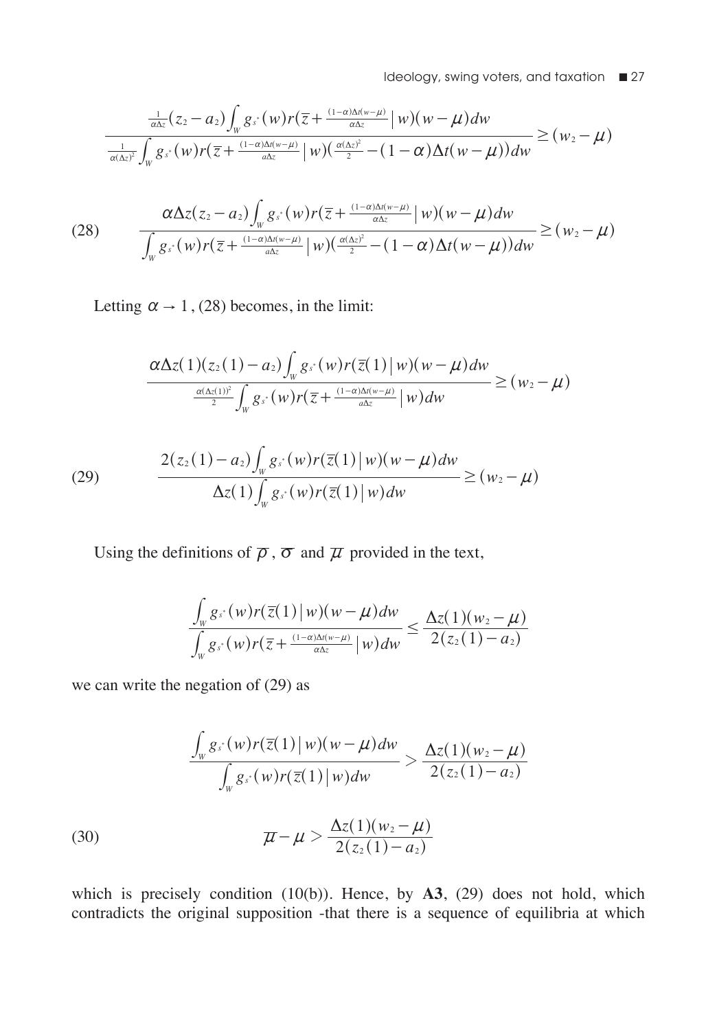$$\frac{\frac{1}{\alpha\Delta z}(z_2 - a_2)\int_W g_{s^*}(w) r(\overline{z} + \frac{(1-\alpha)\Delta t(w-\mu)}{\alpha\Delta z}\,|\,w)(w-\mu)dw}{\frac{1}{\alpha(\Delta z)^2}\int_W g_{s^*}(w) r(\overline{z} + \frac{(1-\alpha)\Delta t(w-\mu)}{a\Delta z}\,|\,w)(\frac{\alpha(\Delta z)^2}{2} - (1-\alpha)\Delta t(w-\mu))dw} \geq (w_2 - \mu)$$

$$\frac{\alpha\Delta z(z_2 - a_2)\int_W g_{s^*}(w) r(\overline{z} + \frac{(1-\alpha)\Delta t(w-\mu)}{\alpha\Delta z}\,|\,w)(w-\mu)dw}{\int_W g_{s^*}(w) r(\overline{z} + \frac{(1-\alpha)\Delta t(w-\mu)}{a\Delta z}\,|\,w)(\frac{\alpha(\Delta z)^2}{2} - (1-\alpha)\Delta t(w-\mu))dw} \geq (w_2 - \mu) \tag{28}$$

Letting $\alpha \to 1$, (28) becomes, in the limit:

$$\frac{\alpha\Delta z(1)(z_2(1) - a_2)\int_W g_{s^*}(w) r(\overline{z}(1)\,|\,w)(w-\mu)dw}{\frac{\alpha(\Delta z(1))^2}{2}\int_W g_{s^*}(w) r(\overline{z} + \frac{(1-\alpha)\Delta t(w-\mu)}{a\Delta z}\,|\,w)dw} \geq (w_2 - \mu)$$

$$\frac{2(z_2(1) - a_2)\int_W g_{s^*}(w) r(\overline{z}(1)\,|\,w)(w-\mu)dw}{\Delta z(1)\int_W g_{s^*}(w) r(\overline{z}(1)\,|\,w)dw} \geq (w_2 - \mu) \tag{29}$$

Using the definitions of $\overline{\rho}$, $\overline{\sigma}$ and $\overline{\mu}$ provided in the text,

$$\frac{\int_W g_{s^*}(w) r(\overline{z}(1)\,|\,w)(w-\mu)dw}{\int_W g_{s^*}(w) r(\overline{z} + \frac{(1-\alpha)\Delta t(w-\mu)}{\alpha\Delta z}\,|\,w)dw} \leq \frac{\Delta z(1)(w_2 - \mu)}{2(z_2(1) - a_2)}$$

we can write the negation of (29) as

$$\frac{\int_W g_{s^*}(w) r(\overline{z}(1)\,|\,w)(w-\mu)dw}{\int_W g_{s^*}(w) r(\overline{z}(1)\,|\,w)dw} > \frac{\Delta z(1)(w_2 - \mu)}{2(z_2(1) - a_2)}$$

$$\overline{\mu} - \mu > \frac{\Delta z(1)(w_2 - \mu)}{2(z_2(1) - a_2)} \tag{30}$$

which is precisely condition (10(b)). Hence, by **A3**, (29) does not hold, which contradicts the original supposition -that there is a sequence of equilibria at which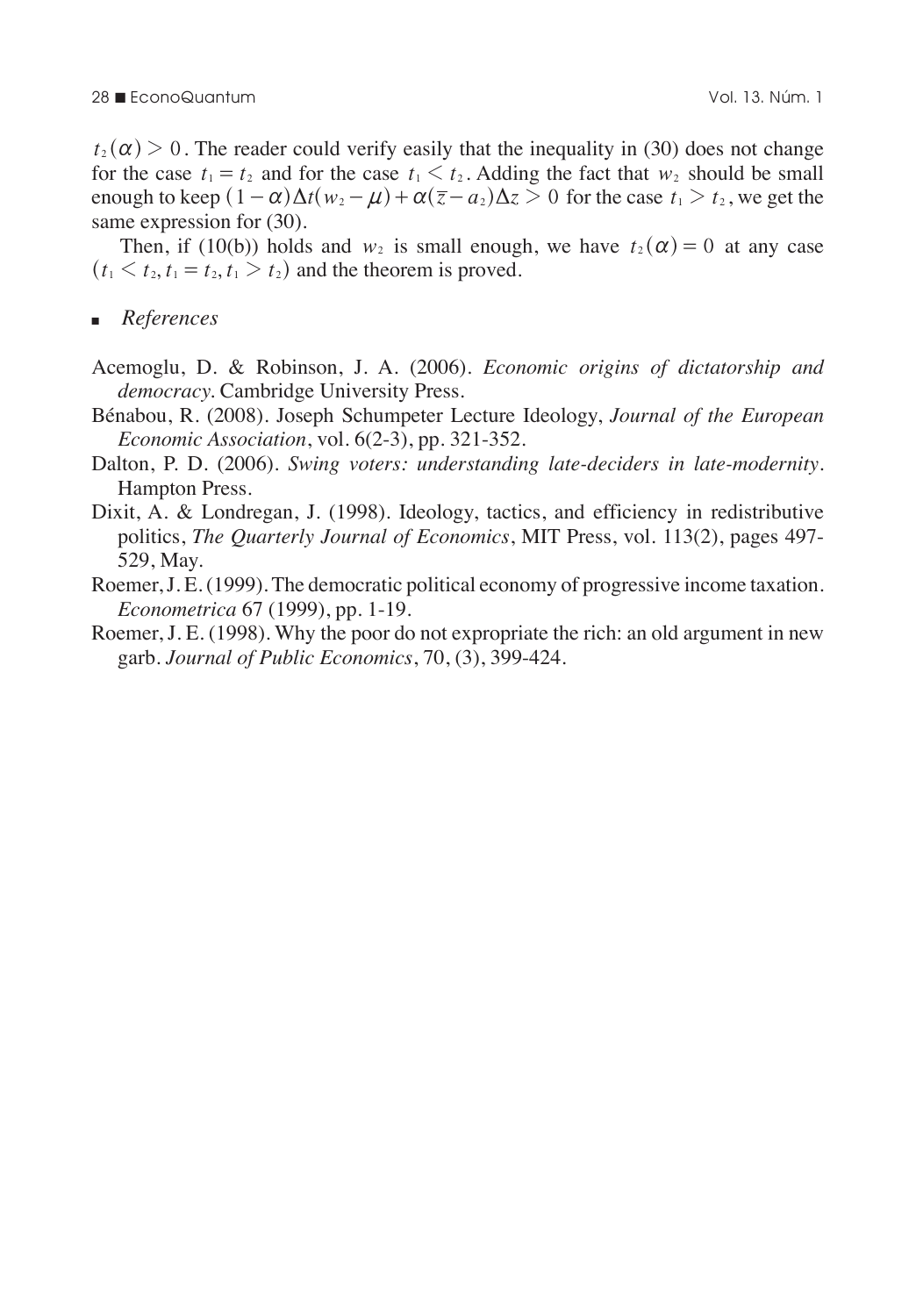$t_2(\alpha) > 0$. The reader could verify easily that the inequality in (30) does not change for the case $t_1 = t_2$ and for the case $t_1 < t_2$. Adding the fact that $w_2$ should be small enough to keep $(1-\alpha)\Delta t(w_2 - \mu) + \alpha(\bar{z} - a_2)\Delta z > 0$ for the case $t_1 > t_2$, we get the same expression for (30).

Then, if (10(b)) holds and $w_2$ is small enough, we have $t_2(\alpha) = 0$ at any case $(t_1 < t_2, t_1 = t_2, t_1 > t_2)$ and the theorem is proved.

## *References*

Acemoglu, D. & Robinson, J. A. (2006). *Economic origins of dictatorship and democracy.* Cambridge University Press.

Bénabou, R. (2008). Joseph Schumpeter Lecture Ideology, *Journal of the European Economic Association*, vol. 6(2-3), pp. 321-352.

Dalton, P. D. (2006). *Swing voters: understanding late-deciders in late-modernity*. Hampton Press.

Dixit, A. & Londregan, J. (1998). Ideology, tactics, and efficiency in redistributive politics, *The Quarterly Journal of Economics*, MIT Press, vol. 113(2), pages 497-529, May.

Roemer, J. E. (1999). The democratic political economy of progressive income taxation. *Econometrica* 67 (1999), pp. 1-19.

Roemer, J. E. (1998). Why the poor do not expropriate the rich: an old argument in new garb. *Journal of Public Economics*, 70, (3), 399-424.